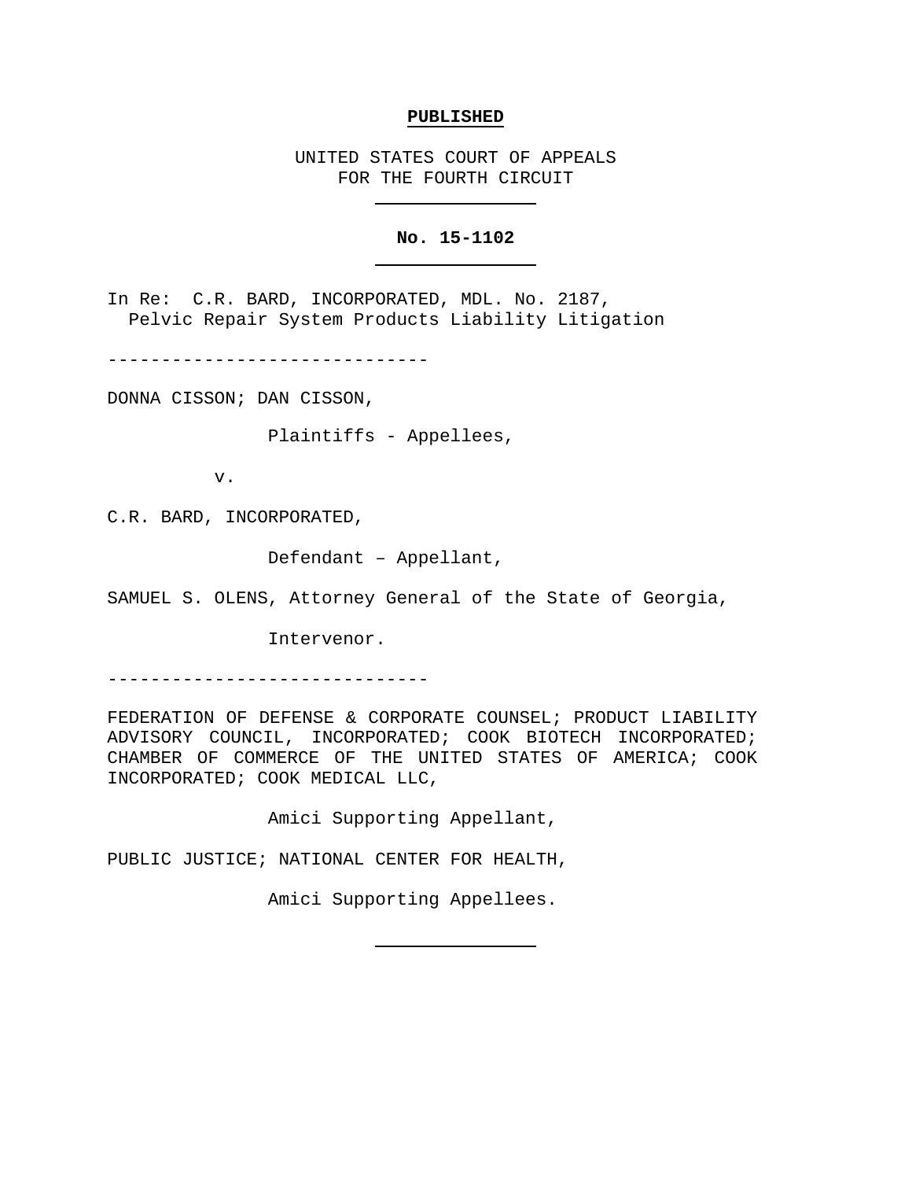**PUBLISHED**

UNITED STATES COURT OF APPEALS
FOR THE FOURTH CIRCUIT

---

**No. 15-1102**

---

In Re: C.R. BARD, INCORPORATED, MDL. No. 2187,
Pelvic Repair System Products Liability Litigation

------------------------------

DONNA CISSON; DAN CISSON,

Plaintiffs - Appellees,

v.

C.R. BARD, INCORPORATED,

Defendant – Appellant,

SAMUEL S. OLENS, Attorney General of the State of Georgia,

Intervenor.

------------------------------

FEDERATION OF DEFENSE & CORPORATE COUNSEL; PRODUCT LIABILITY ADVISORY COUNCIL, INCORPORATED; COOK BIOTECH INCORPORATED; CHAMBER OF COMMERCE OF THE UNITED STATES OF AMERICA; COOK INCORPORATED; COOK MEDICAL LLC,

Amici Supporting Appellant,

PUBLIC JUSTICE; NATIONAL CENTER FOR HEALTH,

Amici Supporting Appellees.

---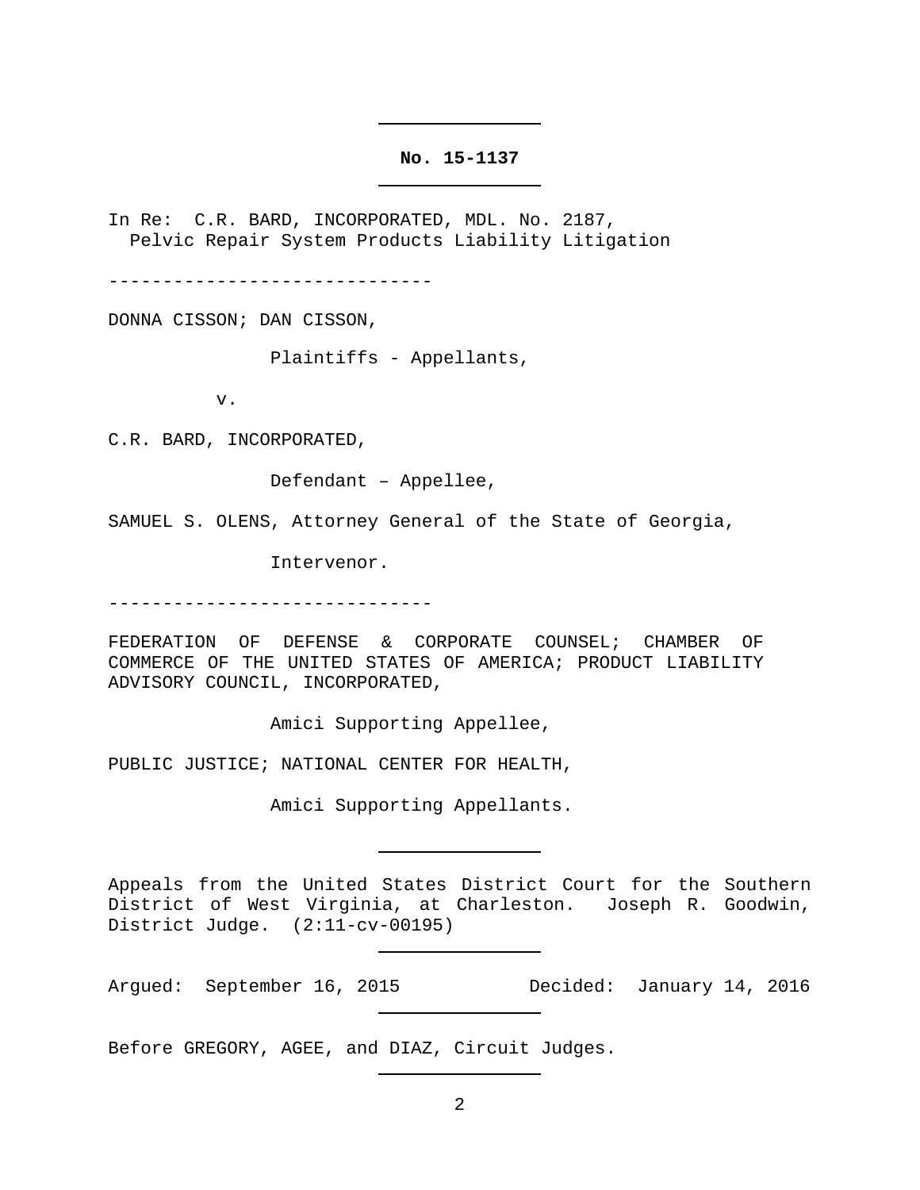**No. 15-1137**

In Re: C.R. BARD, INCORPORATED, MDL. No. 2187,
Pelvic Repair System Products Liability Litigation

------------------------------

DONNA CISSON; DAN CISSON,

Plaintiffs - Appellants,

v.

C.R. BARD, INCORPORATED,

Defendant – Appellee,

SAMUEL S. OLENS, Attorney General of the State of Georgia,

Intervenor.

------------------------------

FEDERATION OF DEFENSE & CORPORATE COUNSEL; CHAMBER OF COMMERCE OF THE UNITED STATES OF AMERICA; PRODUCT LIABILITY ADVISORY COUNCIL, INCORPORATED,

Amici Supporting Appellee,

PUBLIC JUSTICE; NATIONAL CENTER FOR HEALTH,

Amici Supporting Appellants.

Appeals from the United States District Court for the Southern District of West Virginia, at Charleston. Joseph R. Goodwin, District Judge. (2:11-cv-00195)

Argued: September 16, 2015 Decided: January 14, 2016

Before GREGORY, AGEE, and DIAZ, Circuit Judges.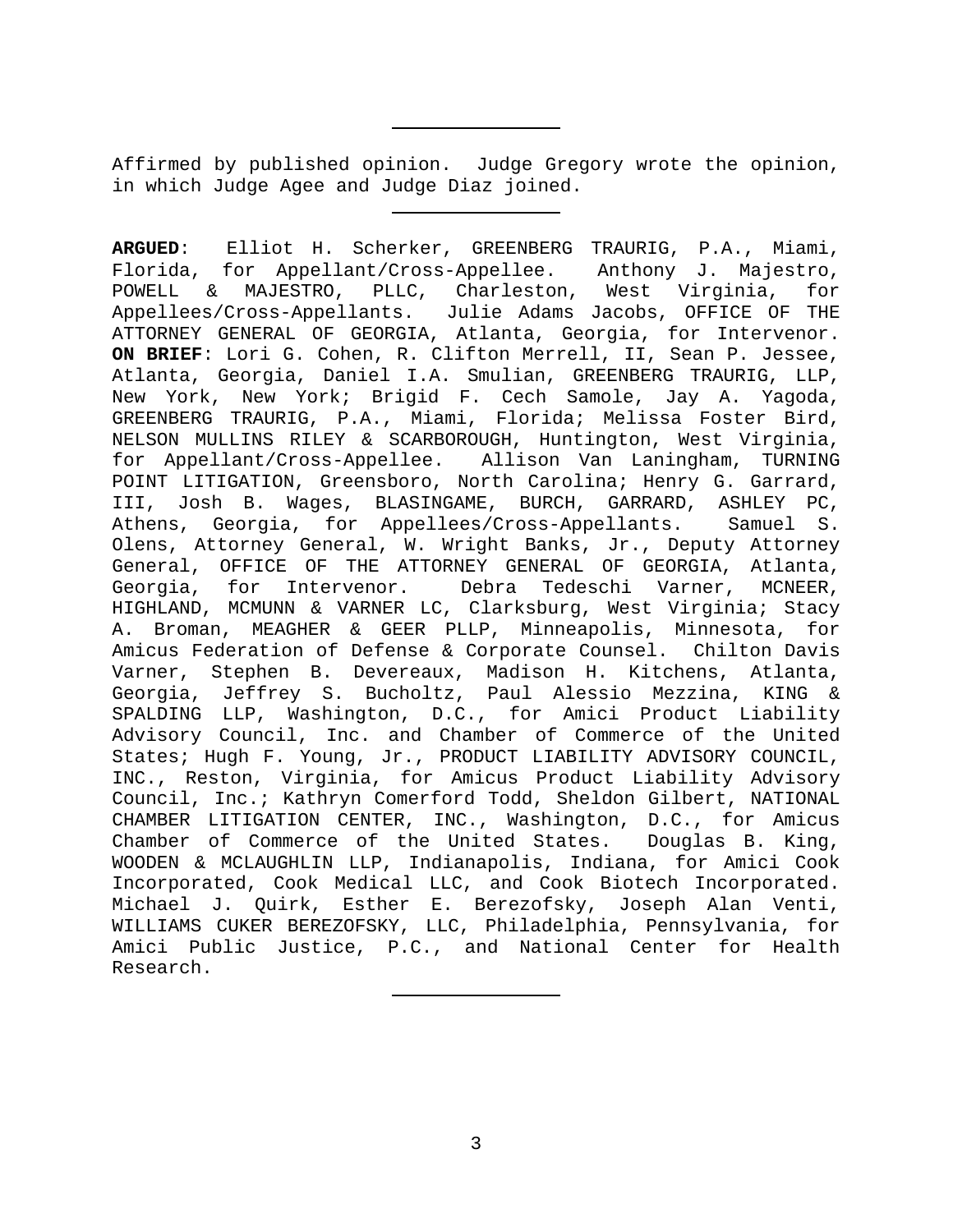---

Affirmed by published opinion. Judge Gregory wrote the opinion, in which Judge Agee and Judge Diaz joined.

---

**ARGUED**: Elliot H. Scherker, GREENBERG TRAURIG, P.A., Miami, Florida, for Appellant/Cross-Appellee. Anthony J. Majestro, POWELL & MAJESTRO, PLLC, Charleston, West Virginia, for Appellees/Cross-Appellants. Julie Adams Jacobs, OFFICE OF THE ATTORNEY GENERAL OF GEORGIA, Atlanta, Georgia, for Intervenor. **ON BRIEF**: Lori G. Cohen, R. Clifton Merrell, II, Sean P. Jessee, Atlanta, Georgia, Daniel I.A. Smulian, GREENBERG TRAURIG, LLP, New York, New York; Brigid F. Cech Samole, Jay A. Yagoda, GREENBERG TRAURIG, P.A., Miami, Florida; Melissa Foster Bird, NELSON MULLINS RILEY & SCARBOROUGH, Huntington, West Virginia, for Appellant/Cross-Appellee. Allison Van Laningham, TURNING POINT LITIGATION, Greensboro, North Carolina; Henry G. Garrard, III, Josh B. Wages, BLASINGAME, BURCH, GARRARD, ASHLEY PC, Athens, Georgia, for Appellees/Cross-Appellants. Samuel S. Olens, Attorney General, W. Wright Banks, Jr., Deputy Attorney General, OFFICE OF THE ATTORNEY GENERAL OF GEORGIA, Atlanta, Georgia, for Intervenor. Debra Tedeschi Varner, MCNEER, HIGHLAND, MCMUNN & VARNER LC, Clarksburg, West Virginia; Stacy A. Broman, MEAGHER & GEER PLLP, Minneapolis, Minnesota, for Amicus Federation of Defense & Corporate Counsel. Chilton Davis Varner, Stephen B. Devereaux, Madison H. Kitchens, Atlanta, Georgia, Jeffrey S. Bucholtz, Paul Alessio Mezzina, KING & SPALDING LLP, Washington, D.C., for Amici Product Liability Advisory Council, Inc. and Chamber of Commerce of the United States; Hugh F. Young, Jr., PRODUCT LIABILITY ADVISORY COUNCIL, INC., Reston, Virginia, for Amicus Product Liability Advisory Council, Inc.; Kathryn Comerford Todd, Sheldon Gilbert, NATIONAL CHAMBER LITIGATION CENTER, INC., Washington, D.C., for Amicus Chamber of Commerce of the United States. Douglas B. King, WOODEN & MCLAUGHLIN LLP, Indianapolis, Indiana, for Amici Cook Incorporated, Cook Medical LLC, and Cook Biotech Incorporated. Michael J. Quirk, Esther E. Berezofsky, Joseph Alan Venti, WILLIAMS CUKER BEREZOFSKY, LLC, Philadelphia, Pennsylvania, for Amici Public Justice, P.C., and National Center for Health Research.

---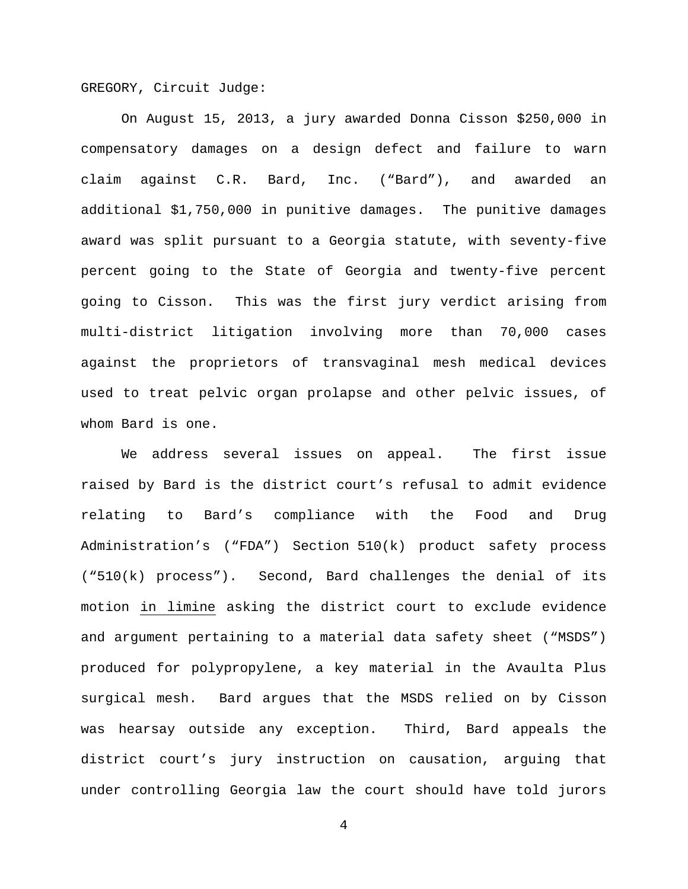GREGORY, Circuit Judge:

On August 15, 2013, a jury awarded Donna Cisson $250,000 in compensatory damages on a design defect and failure to warn claim against C.R. Bard, Inc. ("Bard"), and awarded an additional $1,750,000 in punitive damages. The punitive damages award was split pursuant to a Georgia statute, with seventy-five percent going to the State of Georgia and twenty-five percent going to Cisson. This was the first jury verdict arising from multi-district litigation involving more than 70,000 cases against the proprietors of transvaginal mesh medical devices used to treat pelvic organ prolapse and other pelvic issues, of whom Bard is one.

We address several issues on appeal. The first issue raised by Bard is the district court's refusal to admit evidence relating to Bard's compliance with the Food and Drug Administration's ("FDA") Section 510(k) product safety process ("510(k) process"). Second, Bard challenges the denial of its motion <u>in limine</u> asking the district court to exclude evidence and argument pertaining to a material data safety sheet ("MSDS") produced for polypropylene, a key material in the Avaulta Plus surgical mesh. Bard argues that the MSDS relied on by Cisson was hearsay outside any exception. Third, Bard appeals the district court's jury instruction on causation, arguing that under controlling Georgia law the court should have told jurors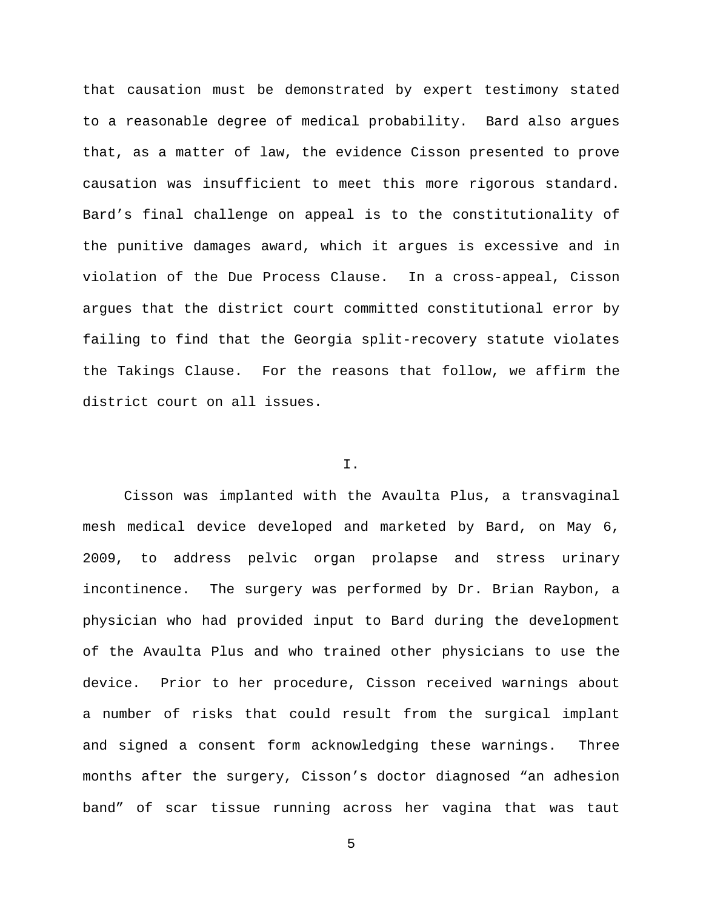that causation must be demonstrated by expert testimony stated to a reasonable degree of medical probability. Bard also argues that, as a matter of law, the evidence Cisson presented to prove causation was insufficient to meet this more rigorous standard. Bard's final challenge on appeal is to the constitutionality of the punitive damages award, which it argues is excessive and in violation of the Due Process Clause. In a cross-appeal, Cisson argues that the district court committed constitutional error by failing to find that the Georgia split-recovery statute violates the Takings Clause. For the reasons that follow, we affirm the district court on all issues.

## I.

Cisson was implanted with the Avaulta Plus, a transvaginal mesh medical device developed and marketed by Bard, on May 6, 2009, to address pelvic organ prolapse and stress urinary incontinence. The surgery was performed by Dr. Brian Raybon, a physician who had provided input to Bard during the development of the Avaulta Plus and who trained other physicians to use the device. Prior to her procedure, Cisson received warnings about a number of risks that could result from the surgical implant and signed a consent form acknowledging these warnings. Three months after the surgery, Cisson's doctor diagnosed "an adhesion band" of scar tissue running across her vagina that was taut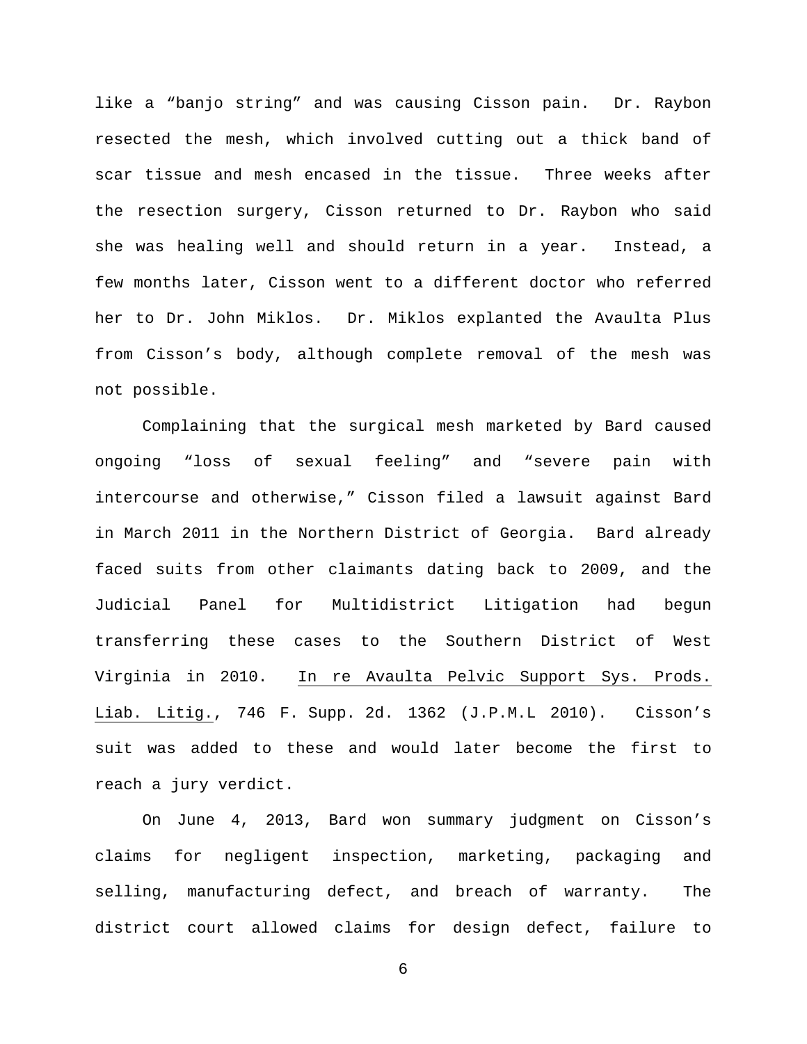like a "banjo string" and was causing Cisson pain. Dr. Raybon resected the mesh, which involved cutting out a thick band of scar tissue and mesh encased in the tissue. Three weeks after the resection surgery, Cisson returned to Dr. Raybon who said she was healing well and should return in a year. Instead, a few months later, Cisson went to a different doctor who referred her to Dr. John Miklos. Dr. Miklos explanted the Avaulta Plus from Cisson's body, although complete removal of the mesh was not possible.

Complaining that the surgical mesh marketed by Bard caused ongoing "loss of sexual feeling" and "severe pain with intercourse and otherwise," Cisson filed a lawsuit against Bard in March 2011 in the Northern District of Georgia. Bard already faced suits from other claimants dating back to 2009, and the Judicial Panel for Multidistrict Litigation had begun transferring these cases to the Southern District of West Virginia in 2010. In re Avaulta Pelvic Support Sys. Prods. Liab. Litig., 746 F. Supp. 2d. 1362 (J.P.M.L 2010). Cisson's suit was added to these and would later become the first to reach a jury verdict.

On June 4, 2013, Bard won summary judgment on Cisson's claims for negligent inspection, marketing, packaging and selling, manufacturing defect, and breach of warranty. The district court allowed claims for design defect, failure to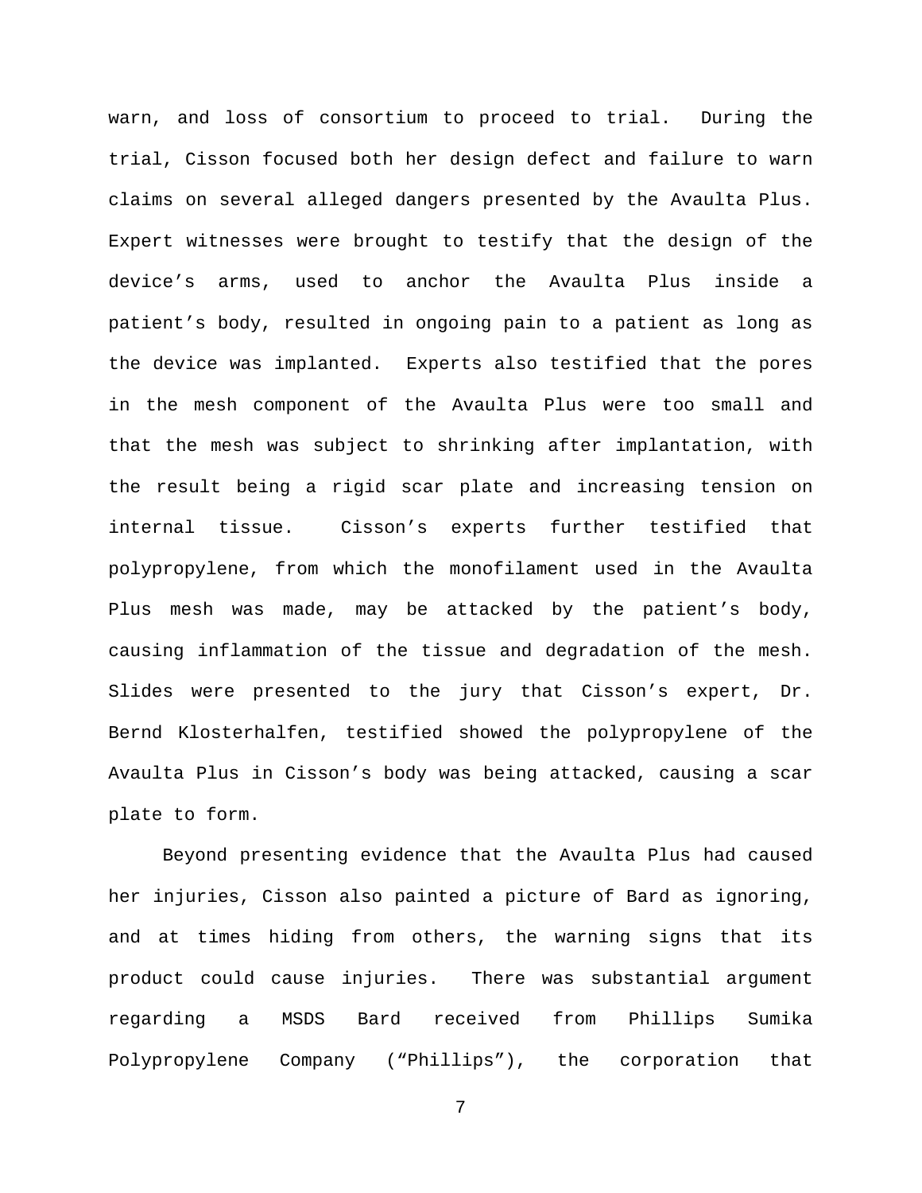warn, and loss of consortium to proceed to trial. During the trial, Cisson focused both her design defect and failure to warn claims on several alleged dangers presented by the Avaulta Plus. Expert witnesses were brought to testify that the design of the device's arms, used to anchor the Avaulta Plus inside a patient's body, resulted in ongoing pain to a patient as long as the device was implanted. Experts also testified that the pores in the mesh component of the Avaulta Plus were too small and that the mesh was subject to shrinking after implantation, with the result being a rigid scar plate and increasing tension on internal tissue. Cisson's experts further testified that polypropylene, from which the monofilament used in the Avaulta Plus mesh was made, may be attacked by the patient's body, causing inflammation of the tissue and degradation of the mesh. Slides were presented to the jury that Cisson's expert, Dr. Bernd Klosterhalfen, testified showed the polypropylene of the Avaulta Plus in Cisson's body was being attacked, causing a scar plate to form.

Beyond presenting evidence that the Avaulta Plus had caused her injuries, Cisson also painted a picture of Bard as ignoring, and at times hiding from others, the warning signs that its product could cause injuries. There was substantial argument regarding a MSDS Bard received from Phillips Sumika Polypropylene Company ("Phillips"), the corporation that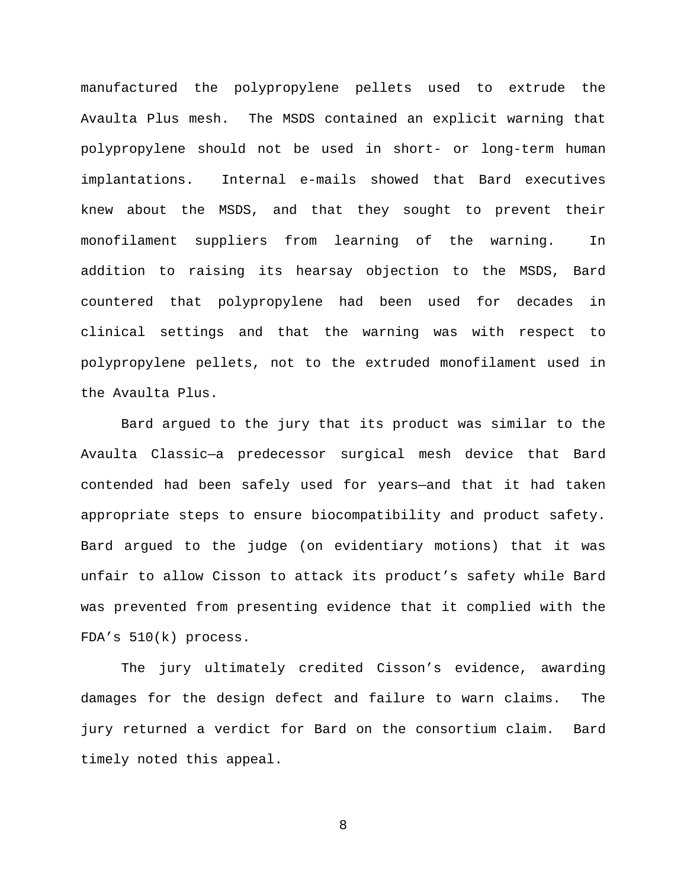manufactured the polypropylene pellets used to extrude the Avaulta Plus mesh. The MSDS contained an explicit warning that polypropylene should not be used in short- or long-term human implantations. Internal e-mails showed that Bard executives knew about the MSDS, and that they sought to prevent their monofilament suppliers from learning of the warning. In addition to raising its hearsay objection to the MSDS, Bard countered that polypropylene had been used for decades in clinical settings and that the warning was with respect to polypropylene pellets, not to the extruded monofilament used in the Avaulta Plus.

Bard argued to the jury that its product was similar to the Avaulta Classic—a predecessor surgical mesh device that Bard contended had been safely used for years—and that it had taken appropriate steps to ensure biocompatibility and product safety. Bard argued to the judge (on evidentiary motions) that it was unfair to allow Cisson to attack its product's safety while Bard was prevented from presenting evidence that it complied with the FDA's 510(k) process.

The jury ultimately credited Cisson's evidence, awarding damages for the design defect and failure to warn claims. The jury returned a verdict for Bard on the consortium claim. Bard timely noted this appeal.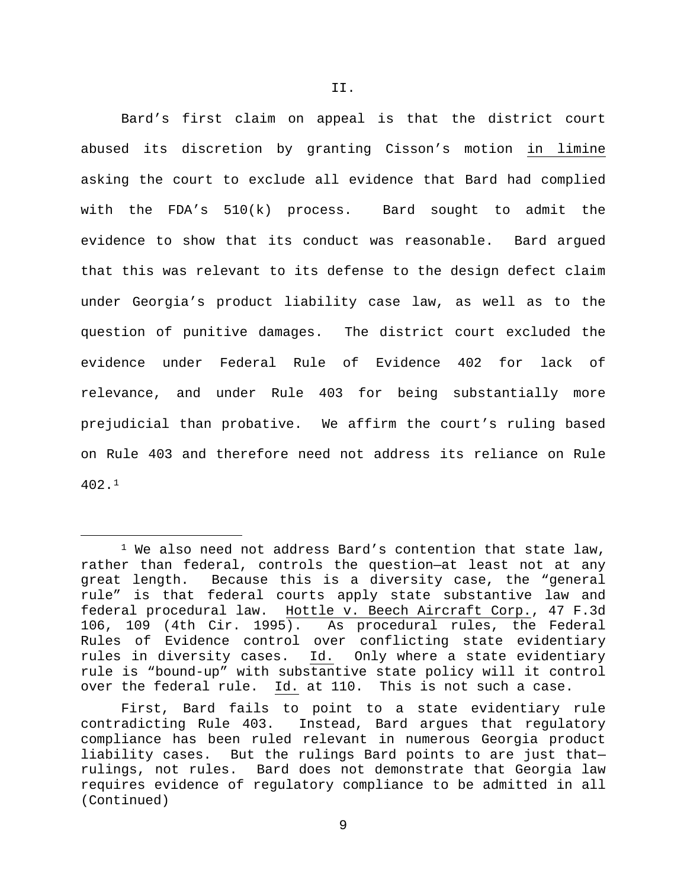II.

Bard's first claim on appeal is that the district court abused its discretion by granting Cisson's motion in limine asking the court to exclude all evidence that Bard had complied with the FDA's 510(k) process. Bard sought to admit the evidence to show that its conduct was reasonable. Bard argued that this was relevant to its defense to the design defect claim under Georgia's product liability case law, as well as to the question of punitive damages. The district court excluded the evidence under Federal Rule of Evidence 402 for lack of relevance, and under Rule 403 for being substantially more prejudicial than probative. We affirm the court's ruling based on Rule 403 and therefore need not address its reliance on Rule 402.[1]

---

[1] We also need not address Bard's contention that state law, rather than federal, controls the question—at least not at any great length. Because this is a diversity case, the "general rule" is that federal courts apply state substantive law and federal procedural law. Hottle v. Beech Aircraft Corp., 47 F.3d 106, 109 (4th Cir. 1995). As procedural rules, the Federal Rules of Evidence control over conflicting state evidentiary rules in diversity cases. Id. Only where a state evidentiary rule is "bound-up" with substantive state policy will it control over the federal rule. Id. at 110. This is not such a case.

First, Bard fails to point to a state evidentiary rule contradicting Rule 403. Instead, Bard argues that regulatory compliance has been ruled relevant in numerous Georgia product liability cases. But the rulings Bard points to are just that—rulings, not rules. Bard does not demonstrate that Georgia law requires evidence of regulatory compliance to be admitted in all (Continued)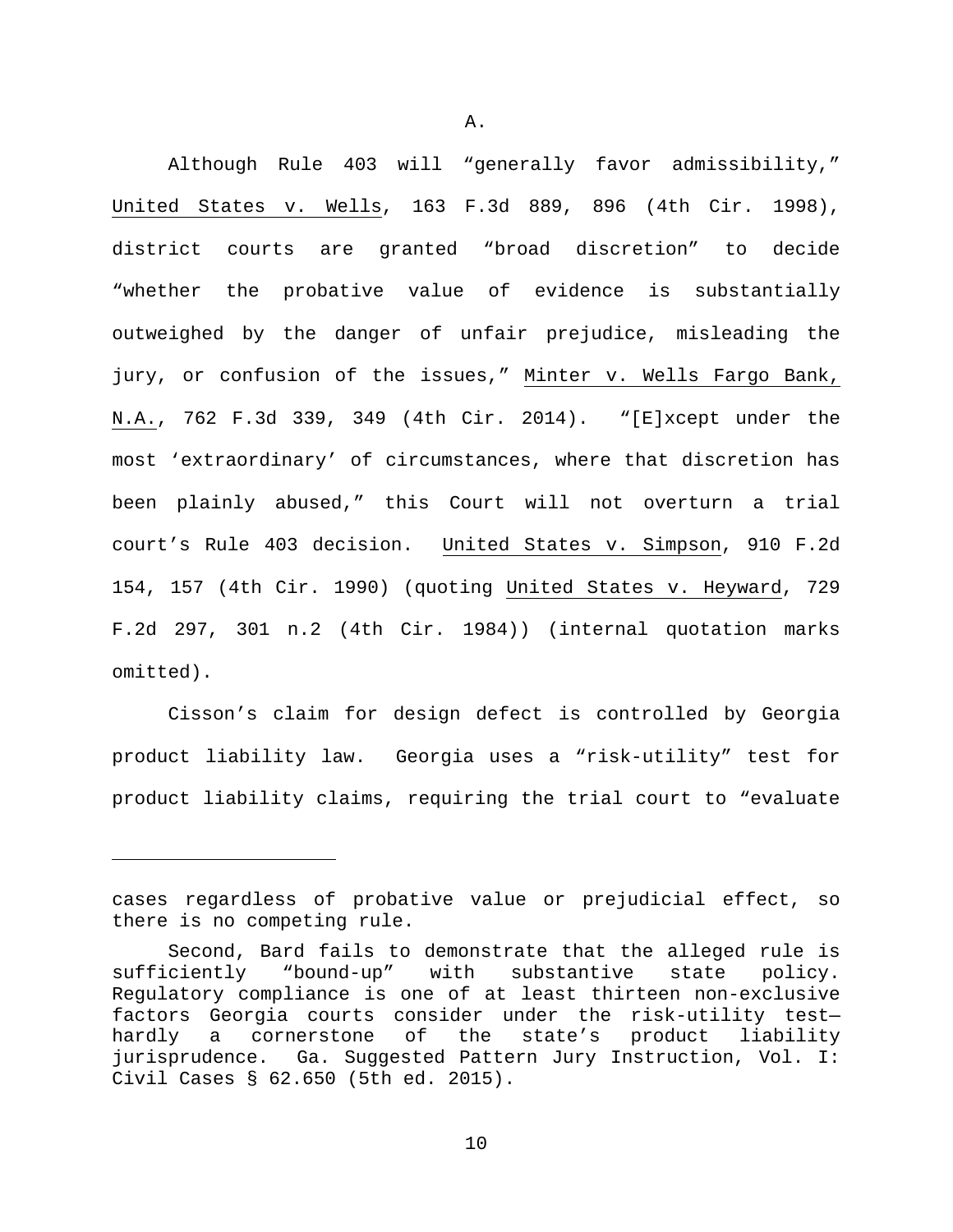A.

Although Rule 403 will "generally favor admissibility," United States v. Wells, 163 F.3d 889, 896 (4th Cir. 1998), district courts are granted "broad discretion" to decide "whether the probative value of evidence is substantially outweighed by the danger of unfair prejudice, misleading the jury, or confusion of the issues," Minter v. Wells Fargo Bank, N.A., 762 F.3d 339, 349 (4th Cir. 2014). "[E]xcept under the most 'extraordinary' of circumstances, where that discretion has been plainly abused," this Court will not overturn a trial court's Rule 403 decision. United States v. Simpson, 910 F.2d 154, 157 (4th Cir. 1990) (quoting United States v. Heyward, 729 F.2d 297, 301 n.2 (4th Cir. 1984)) (internal quotation marks omitted).

Cisson's claim for design defect is controlled by Georgia product liability law. Georgia uses a "risk-utility" test for product liability claims, requiring the trial court to "evaluate

---

cases regardless of probative value or prejudicial effect, so there is no competing rule.

Second, Bard fails to demonstrate that the alleged rule is sufficiently "bound-up" with substantive state policy. Regulatory compliance is one of at least thirteen non-exclusive factors Georgia courts consider under the risk-utility test—hardly a cornerstone of the state's product liability jurisprudence. Ga. Suggested Pattern Jury Instruction, Vol. I: Civil Cases § 62.650 (5th ed. 2015).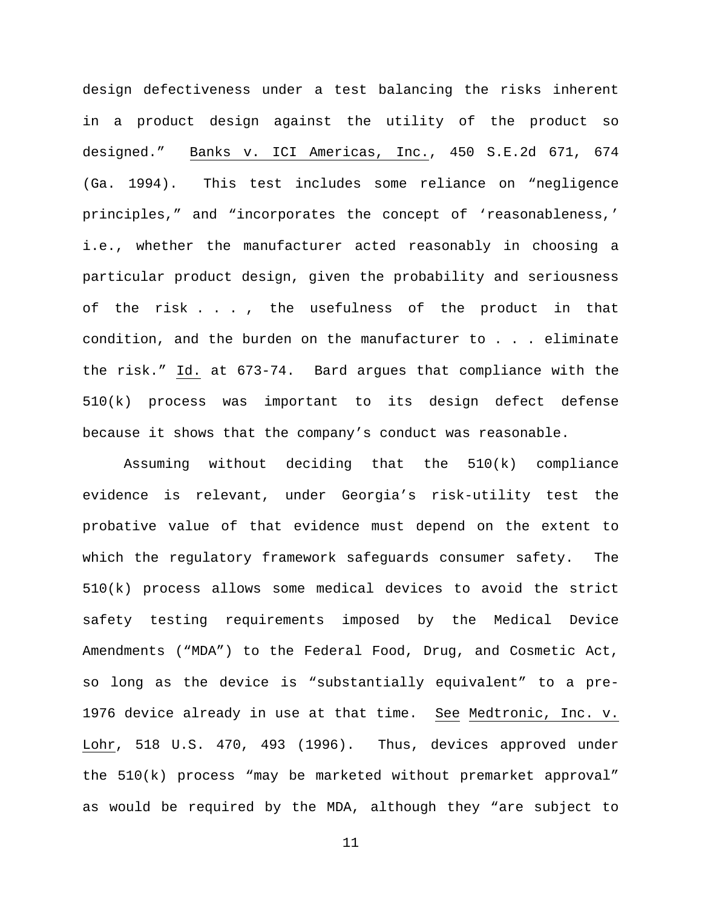design defectiveness under a test balancing the risks inherent in a product design against the utility of the product so designed." Banks v. ICI Americas, Inc., 450 S.E.2d 671, 674 (Ga. 1994). This test includes some reliance on "negligence principles," and "incorporates the concept of 'reasonableness,' i.e., whether the manufacturer acted reasonably in choosing a particular product design, given the probability and seriousness of the risk . . . , the usefulness of the product in that condition, and the burden on the manufacturer to . . . eliminate the risk." Id. at 673-74. Bard argues that compliance with the 510(k) process was important to its design defect defense because it shows that the company's conduct was reasonable.

Assuming without deciding that the 510(k) compliance evidence is relevant, under Georgia's risk-utility test the probative value of that evidence must depend on the extent to which the regulatory framework safeguards consumer safety. The 510(k) process allows some medical devices to avoid the strict safety testing requirements imposed by the Medical Device Amendments ("MDA") to the Federal Food, Drug, and Cosmetic Act, so long as the device is "substantially equivalent" to a pre-1976 device already in use at that time. See Medtronic, Inc. v. Lohr, 518 U.S. 470, 493 (1996). Thus, devices approved under the 510(k) process "may be marketed without premarket approval" as would be required by the MDA, although they "are subject to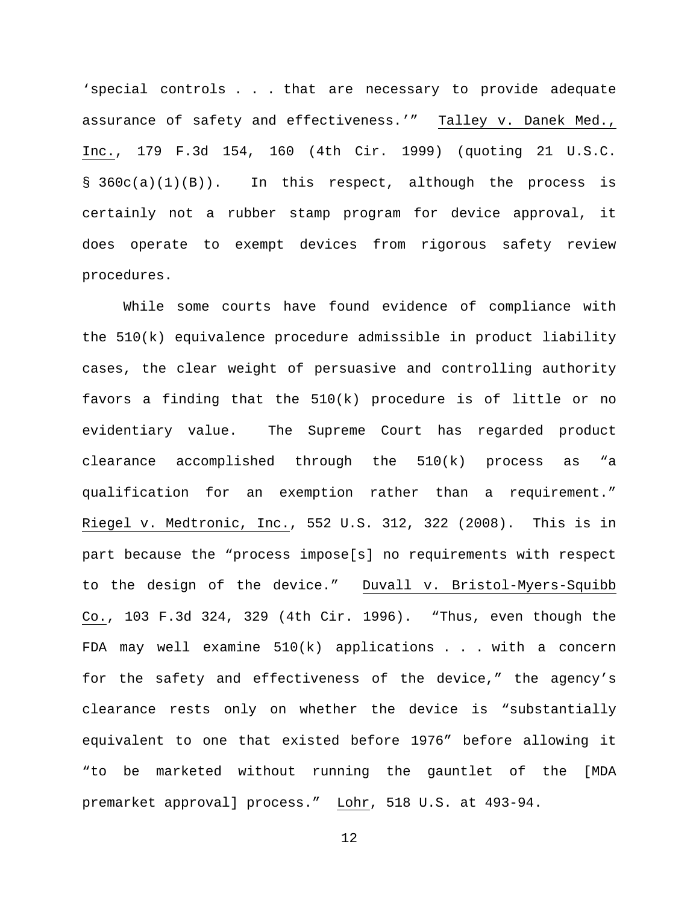'special controls . . . that are necessary to provide adequate assurance of safety and effectiveness.'" Talley v. Danek Med., Inc., 179 F.3d 154, 160 (4th Cir. 1999) (quoting 21 U.S.C. § 360c(a)(1)(B)). In this respect, although the process is certainly not a rubber stamp program for device approval, it does operate to exempt devices from rigorous safety review procedures.

While some courts have found evidence of compliance with the 510(k) equivalence procedure admissible in product liability cases, the clear weight of persuasive and controlling authority favors a finding that the 510(k) procedure is of little or no evidentiary value. The Supreme Court has regarded product clearance accomplished through the 510(k) process as "a qualification for an exemption rather than a requirement." Riegel v. Medtronic, Inc., 552 U.S. 312, 322 (2008). This is in part because the "process impose[s] no requirements with respect to the design of the device." Duvall v. Bristol-Myers-Squibb Co., 103 F.3d 324, 329 (4th Cir. 1996). "Thus, even though the FDA may well examine 510(k) applications . . . with a concern for the safety and effectiveness of the device," the agency's clearance rests only on whether the device is "substantially equivalent to one that existed before 1976" before allowing it "to be marketed without running the gauntlet of the [MDA premarket approval] process." Lohr, 518 U.S. at 493-94.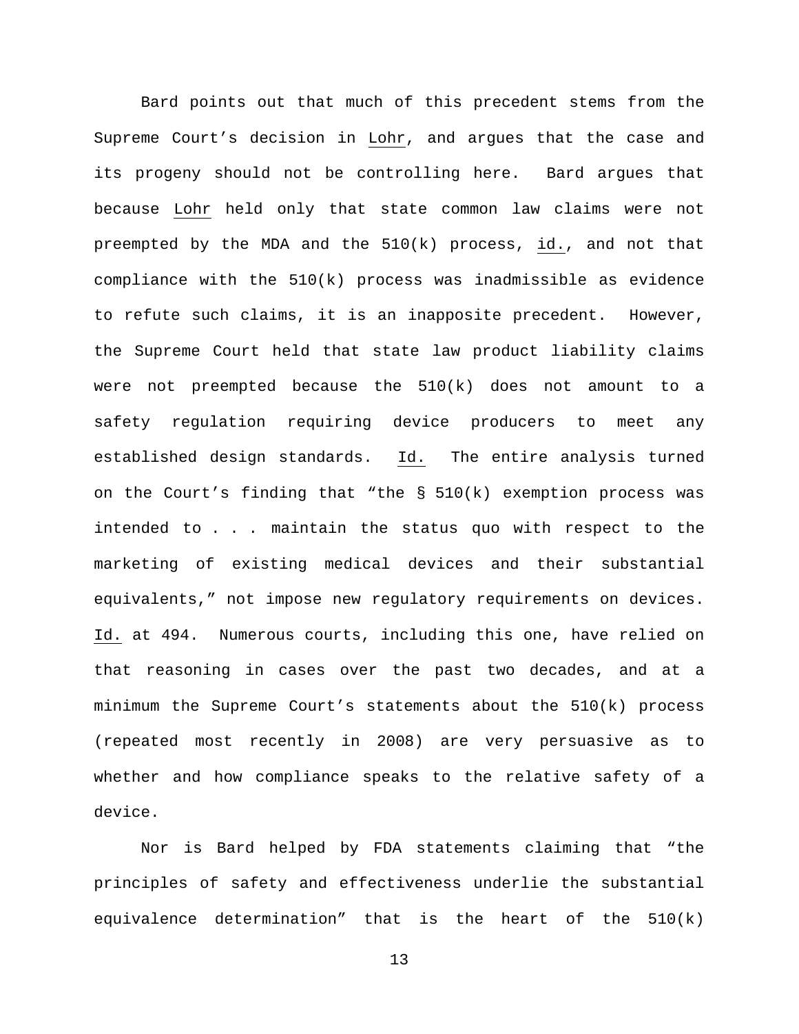Bard points out that much of this precedent stems from the Supreme Court's decision in Lohr, and argues that the case and its progeny should not be controlling here. Bard argues that because Lohr held only that state common law claims were not preempted by the MDA and the 510(k) process, id., and not that compliance with the 510(k) process was inadmissible as evidence to refute such claims, it is an inapposite precedent. However, the Supreme Court held that state law product liability claims were not preempted because the 510(k) does not amount to a safety regulation requiring device producers to meet any established design standards. Id. The entire analysis turned on the Court's finding that "the § 510(k) exemption process was intended to . . . maintain the status quo with respect to the marketing of existing medical devices and their substantial equivalents," not impose new regulatory requirements on devices. Id. at 494. Numerous courts, including this one, have relied on that reasoning in cases over the past two decades, and at a minimum the Supreme Court's statements about the 510(k) process (repeated most recently in 2008) are very persuasive as to whether and how compliance speaks to the relative safety of a device.

Nor is Bard helped by FDA statements claiming that "the principles of safety and effectiveness underlie the substantial equivalence determination" that is the heart of the 510(k)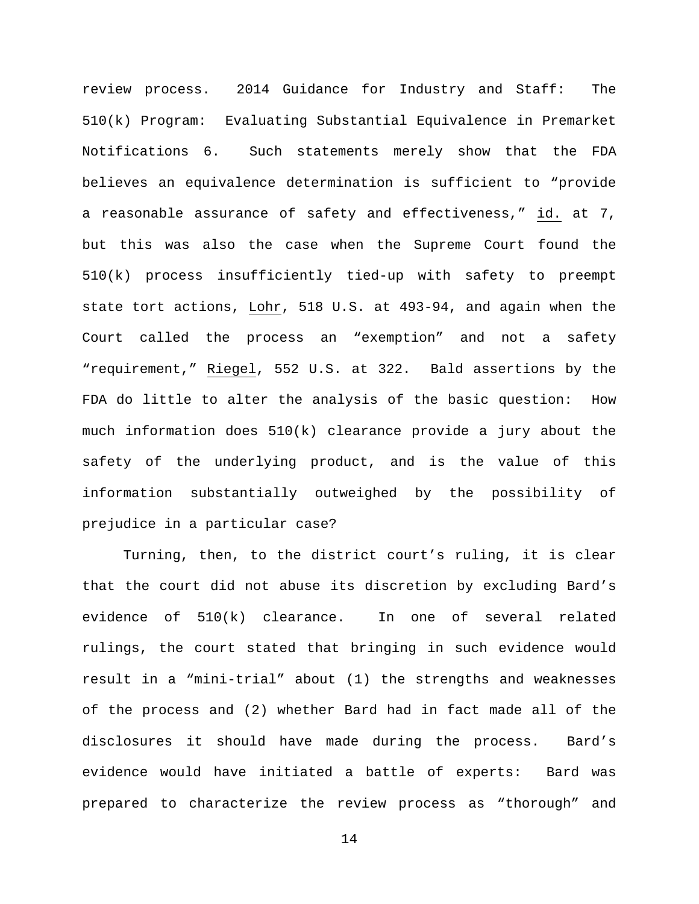review process. 2014 Guidance for Industry and Staff: The 510(k) Program: Evaluating Substantial Equivalence in Premarket Notifications 6. Such statements merely show that the FDA believes an equivalence determination is sufficient to "provide a reasonable assurance of safety and effectiveness," id. at 7, but this was also the case when the Supreme Court found the 510(k) process insufficiently tied-up with safety to preempt state tort actions, Lohr, 518 U.S. at 493-94, and again when the Court called the process an "exemption" and not a safety "requirement," Riegel, 552 U.S. at 322. Bald assertions by the FDA do little to alter the analysis of the basic question: How much information does 510(k) clearance provide a jury about the safety of the underlying product, and is the value of this information substantially outweighed by the possibility of prejudice in a particular case?

Turning, then, to the district court's ruling, it is clear that the court did not abuse its discretion by excluding Bard's evidence of 510(k) clearance. In one of several related rulings, the court stated that bringing in such evidence would result in a "mini-trial" about (1) the strengths and weaknesses of the process and (2) whether Bard had in fact made all of the disclosures it should have made during the process. Bard's evidence would have initiated a battle of experts: Bard was prepared to characterize the review process as "thorough" and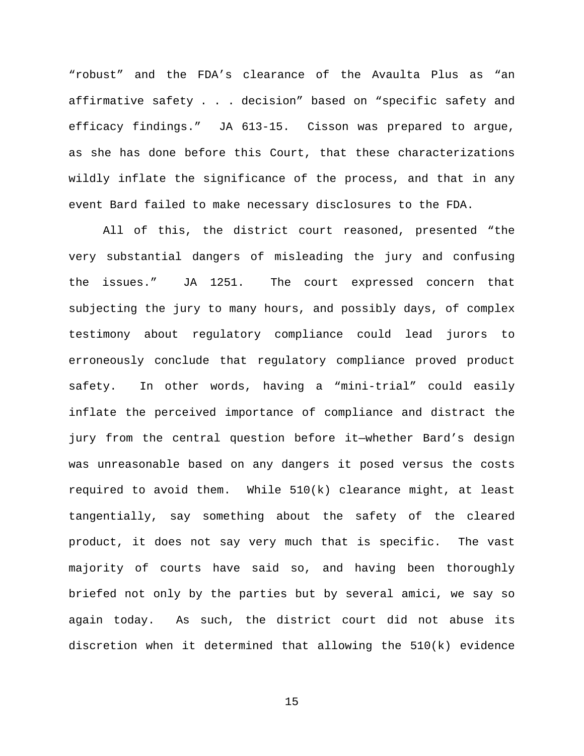"robust" and the FDA's clearance of the Avaulta Plus as "an affirmative safety . . . decision" based on "specific safety and efficacy findings." JA 613-15. Cisson was prepared to argue, as she has done before this Court, that these characterizations wildly inflate the significance of the process, and that in any event Bard failed to make necessary disclosures to the FDA.

All of this, the district court reasoned, presented "the very substantial dangers of misleading the jury and confusing the issues." JA 1251. The court expressed concern that subjecting the jury to many hours, and possibly days, of complex testimony about regulatory compliance could lead jurors to erroneously conclude that regulatory compliance proved product safety. In other words, having a "mini-trial" could easily inflate the perceived importance of compliance and distract the jury from the central question before it—whether Bard's design was unreasonable based on any dangers it posed versus the costs required to avoid them. While 510(k) clearance might, at least tangentially, say something about the safety of the cleared product, it does not say very much that is specific. The vast majority of courts have said so, and having been thoroughly briefed not only by the parties but by several amici, we say so again today. As such, the district court did not abuse its discretion when it determined that allowing the 510(k) evidence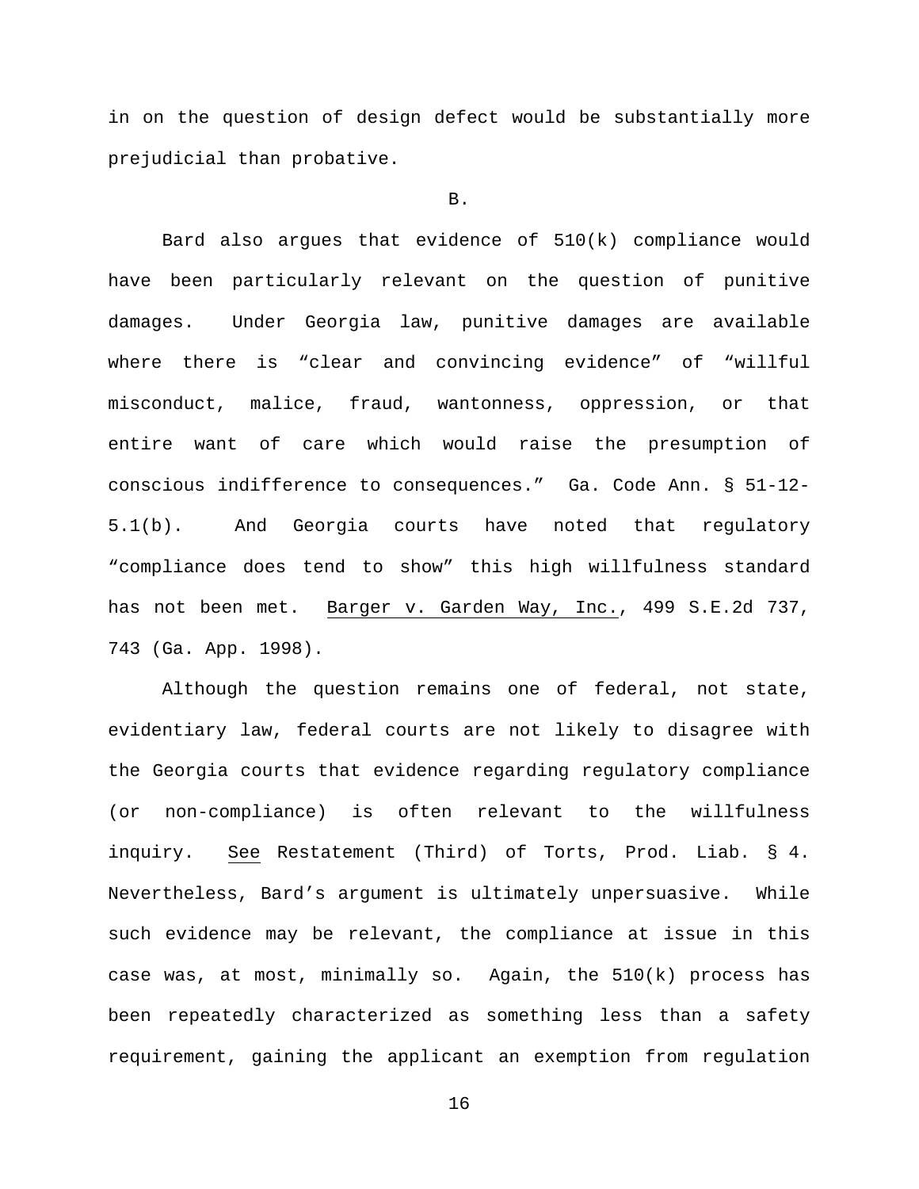in on the question of design defect would be substantially more prejudicial than probative.

B.

Bard also argues that evidence of 510(k) compliance would have been particularly relevant on the question of punitive damages. Under Georgia law, punitive damages are available where there is "clear and convincing evidence" of "willful misconduct, malice, fraud, wantonness, oppression, or that entire want of care which would raise the presumption of conscious indifference to consequences." Ga. Code Ann. § 51-12-5.1(b). And Georgia courts have noted that regulatory "compliance does tend to show" this high willfulness standard has not been met. Barger v. Garden Way, Inc., 499 S.E.2d 737, 743 (Ga. App. 1998).

Although the question remains one of federal, not state, evidentiary law, federal courts are not likely to disagree with the Georgia courts that evidence regarding regulatory compliance (or non-compliance) is often relevant to the willfulness inquiry. See Restatement (Third) of Torts, Prod. Liab. § 4. Nevertheless, Bard's argument is ultimately unpersuasive. While such evidence may be relevant, the compliance at issue in this case was, at most, minimally so. Again, the 510(k) process has been repeatedly characterized as something less than a safety requirement, gaining the applicant an exemption from regulation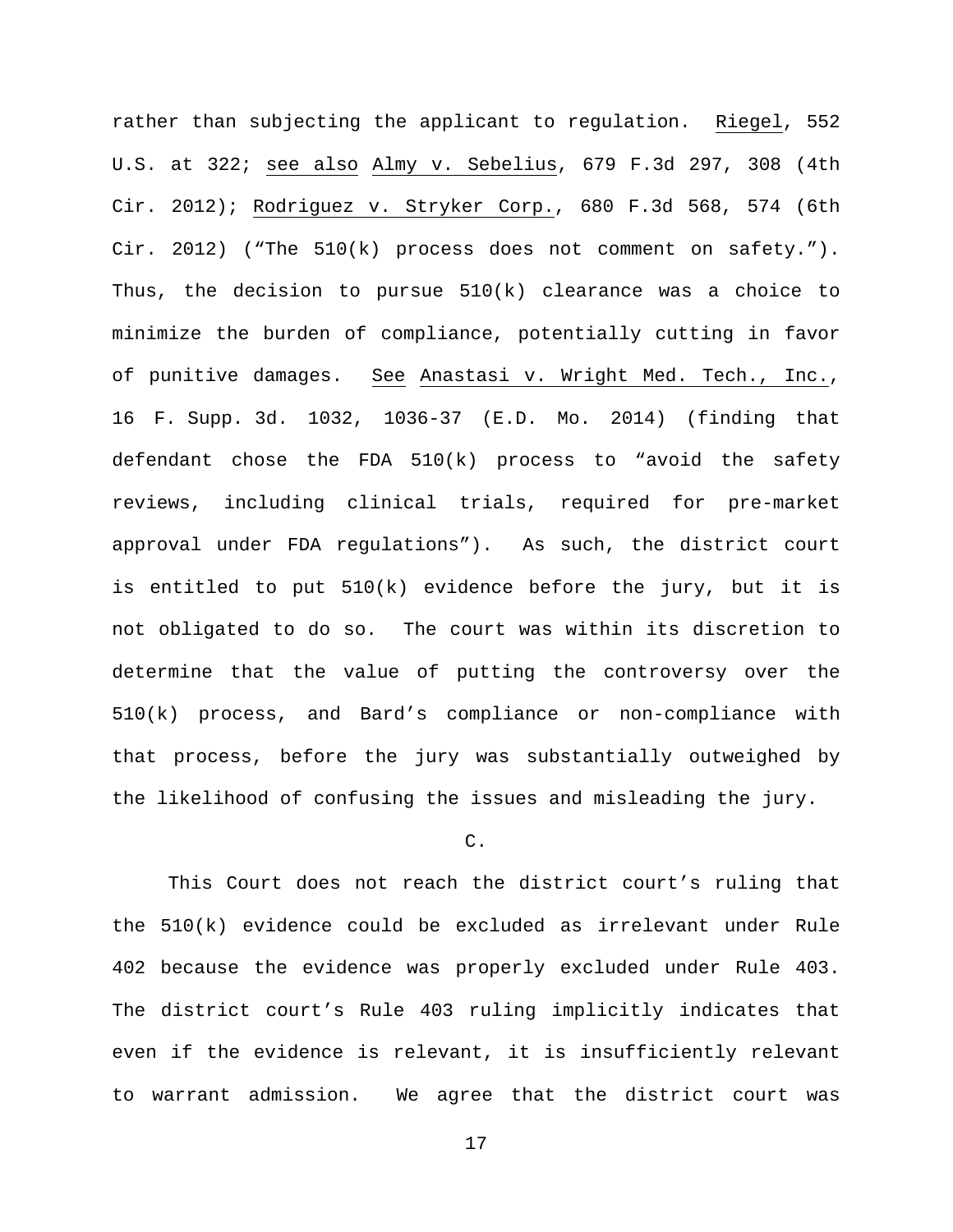rather than subjecting the applicant to regulation. Riegel, 552 U.S. at 322; see also Almy v. Sebelius, 679 F.3d 297, 308 (4th Cir. 2012); Rodriguez v. Stryker Corp., 680 F.3d 568, 574 (6th Cir. 2012) ("The 510(k) process does not comment on safety."). Thus, the decision to pursue 510(k) clearance was a choice to minimize the burden of compliance, potentially cutting in favor of punitive damages. See Anastasi v. Wright Med. Tech., Inc., 16 F. Supp. 3d. 1032, 1036-37 (E.D. Mo. 2014) (finding that defendant chose the FDA 510(k) process to "avoid the safety reviews, including clinical trials, required for pre-market approval under FDA regulations"). As such, the district court is entitled to put 510(k) evidence before the jury, but it is not obligated to do so. The court was within its discretion to determine that the value of putting the controversy over the 510(k) process, and Bard's compliance or non-compliance with that process, before the jury was substantially outweighed by the likelihood of confusing the issues and misleading the jury.

C.

This Court does not reach the district court's ruling that the 510(k) evidence could be excluded as irrelevant under Rule 402 because the evidence was properly excluded under Rule 403. The district court's Rule 403 ruling implicitly indicates that even if the evidence is relevant, it is insufficiently relevant to warrant admission. We agree that the district court was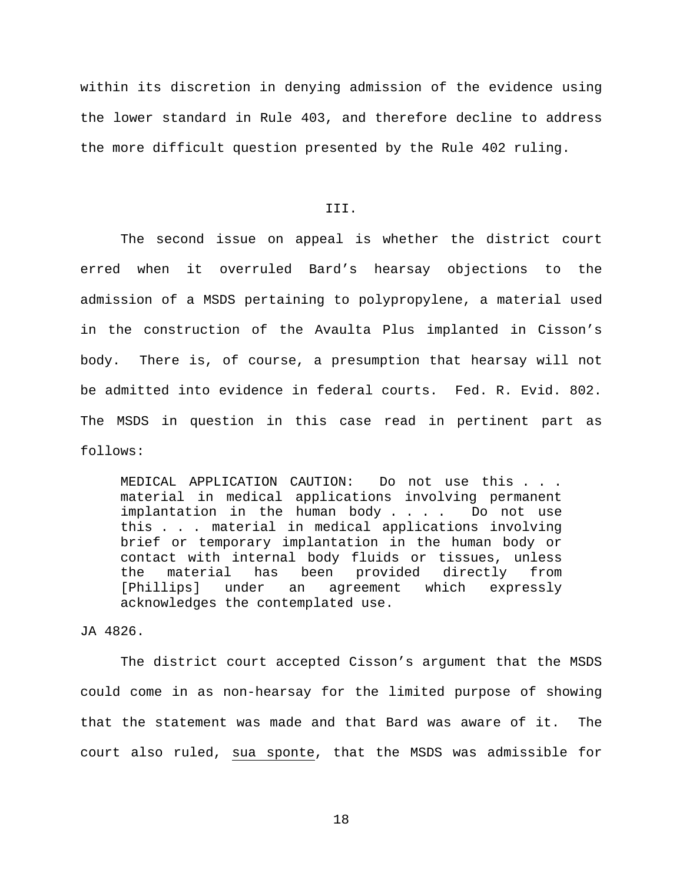within its discretion in denying admission of the evidence using the lower standard in Rule 403, and therefore decline to address the more difficult question presented by the Rule 402 ruling.

## III.

The second issue on appeal is whether the district court erred when it overruled Bard's hearsay objections to the admission of a MSDS pertaining to polypropylene, a material used in the construction of the Avaulta Plus implanted in Cisson's body. There is, of course, a presumption that hearsay will not be admitted into evidence in federal courts. Fed. R. Evid. 802. The MSDS in question in this case read in pertinent part as follows:

> MEDICAL APPLICATION CAUTION: Do not use this . . . material in medical applications involving permanent implantation in the human body . . . . Do not use this . . . material in medical applications involving brief or temporary implantation in the human body or contact with internal body fluids or tissues, unless the material has been provided directly from [Phillips] under an agreement which expressly acknowledges the contemplated use.

JA 4826.

The district court accepted Cisson's argument that the MSDS could come in as non-hearsay for the limited purpose of showing that the statement was made and that Bard was aware of it. The court also ruled, <u>sua sponte</u>, that the MSDS was admissible for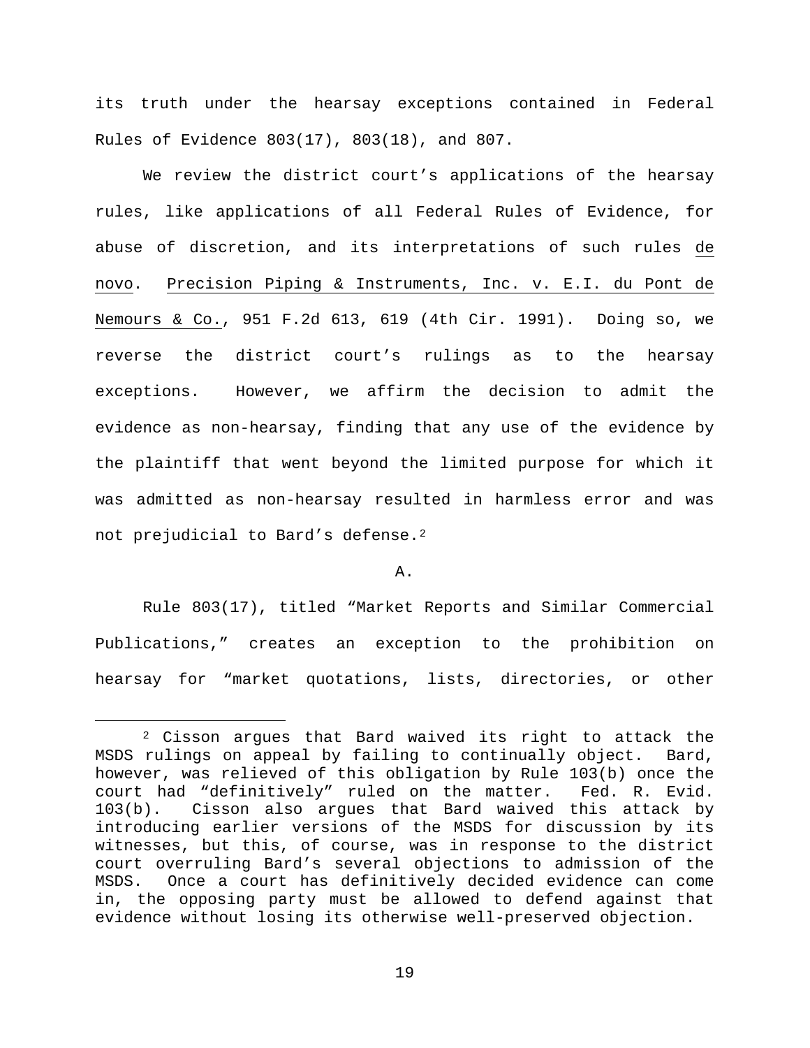its truth under the hearsay exceptions contained in Federal Rules of Evidence 803(17), 803(18), and 807.

We review the district court's applications of the hearsay rules, like applications of all Federal Rules of Evidence, for abuse of discretion, and its interpretations of such rules de novo. Precision Piping & Instruments, Inc. v. E.I. du Pont de Nemours & Co., 951 F.2d 613, 619 (4th Cir. 1991). Doing so, we reverse the district court's rulings as to the hearsay exceptions. However, we affirm the decision to admit the evidence as non-hearsay, finding that any use of the evidence by the plaintiff that went beyond the limited purpose for which it was admitted as non-hearsay resulted in harmless error and was not prejudicial to Bard's defense.[2]

A.

Rule 803(17), titled "Market Reports and Similar Commercial Publications," creates an exception to the prohibition on hearsay for "market quotations, lists, directories, or other

---

[2] Cisson argues that Bard waived its right to attack the MSDS rulings on appeal by failing to continually object. Bard, however, was relieved of this obligation by Rule 103(b) once the court had "definitively" ruled on the matter. Fed. R. Evid. 103(b). Cisson also argues that Bard waived this attack by introducing earlier versions of the MSDS for discussion by its witnesses, but this, of course, was in response to the district court overruling Bard's several objections to admission of the MSDS. Once a court has definitively decided evidence can come in, the opposing party must be allowed to defend against that evidence without losing its otherwise well-preserved objection.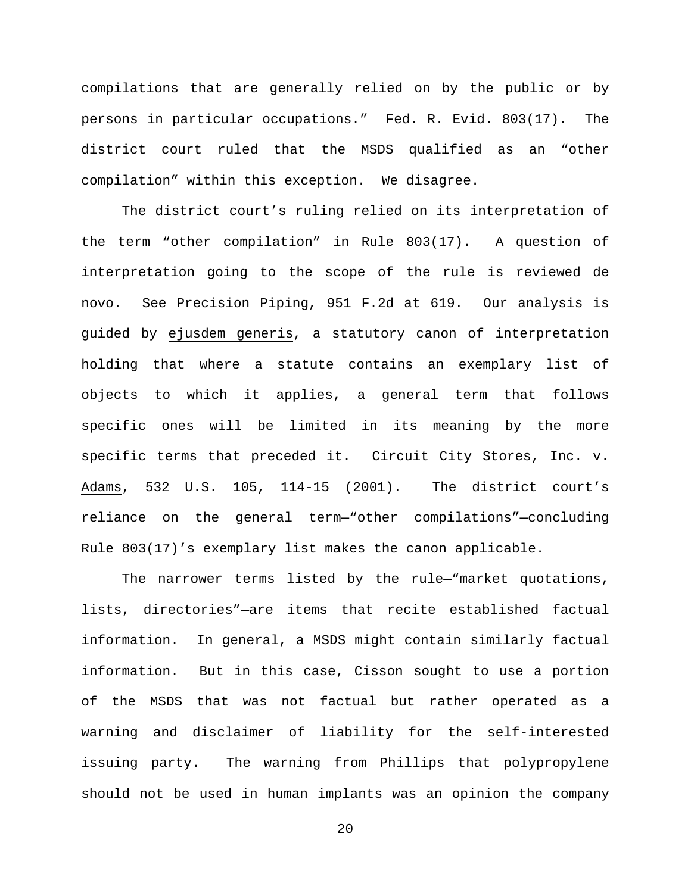compilations that are generally relied on by the public or by persons in particular occupations." Fed. R. Evid. 803(17). The district court ruled that the MSDS qualified as an "other compilation" within this exception. We disagree.

The district court's ruling relied on its interpretation of the term "other compilation" in Rule 803(17). A question of interpretation going to the scope of the rule is reviewed _de novo_. _See_ _Precision Piping_, 951 F.2d at 619. Our analysis is guided by _ejusdem generis_, a statutory canon of interpretation holding that where a statute contains an exemplary list of objects to which it applies, a general term that follows specific ones will be limited in its meaning by the more specific terms that preceded it. _Circuit City Stores, Inc. v. Adams_, 532 U.S. 105, 114-15 (2001). The district court's reliance on the general term—"other compilations"—concluding Rule 803(17)'s exemplary list makes the canon applicable.

The narrower terms listed by the rule—"market quotations, lists, directories"—are items that recite established factual information. In general, a MSDS might contain similarly factual information. But in this case, Cisson sought to use a portion of the MSDS that was not factual but rather operated as a warning and disclaimer of liability for the self-interested issuing party. The warning from Phillips that polypropylene should not be used in human implants was an opinion the company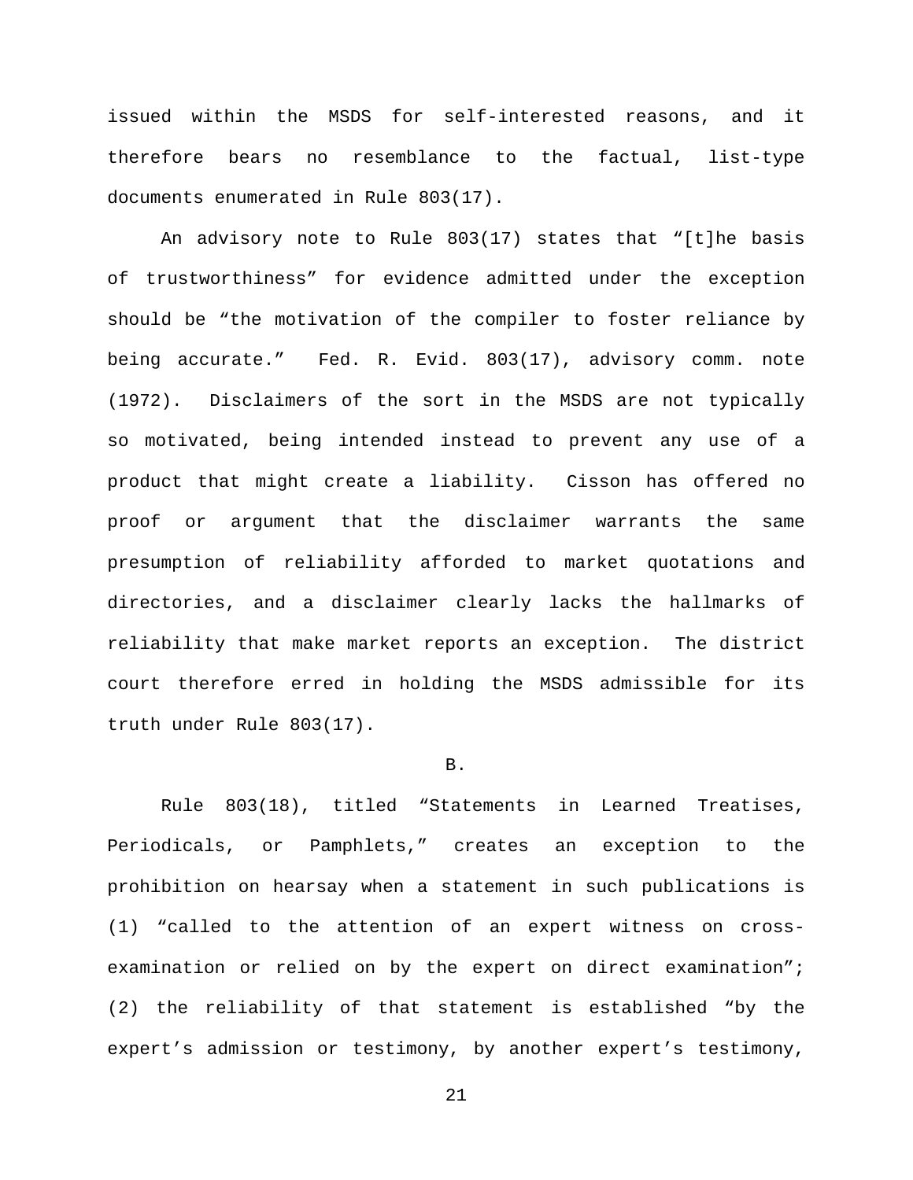issued within the MSDS for self-interested reasons, and it therefore bears no resemblance to the factual, list-type documents enumerated in Rule 803(17).

An advisory note to Rule 803(17) states that "[t]he basis of trustworthiness" for evidence admitted under the exception should be "the motivation of the compiler to foster reliance by being accurate." Fed. R. Evid. 803(17), advisory comm. note (1972). Disclaimers of the sort in the MSDS are not typically so motivated, being intended instead to prevent any use of a product that might create a liability. Cisson has offered no proof or argument that the disclaimer warrants the same presumption of reliability afforded to market quotations and directories, and a disclaimer clearly lacks the hallmarks of reliability that make market reports an exception. The district court therefore erred in holding the MSDS admissible for its truth under Rule 803(17).

B.

Rule 803(18), titled "Statements in Learned Treatises, Periodicals, or Pamphlets," creates an exception to the prohibition on hearsay when a statement in such publications is (1) "called to the attention of an expert witness on cross-examination or relied on by the expert on direct examination"; (2) the reliability of that statement is established "by the expert's admission or testimony, by another expert's testimony,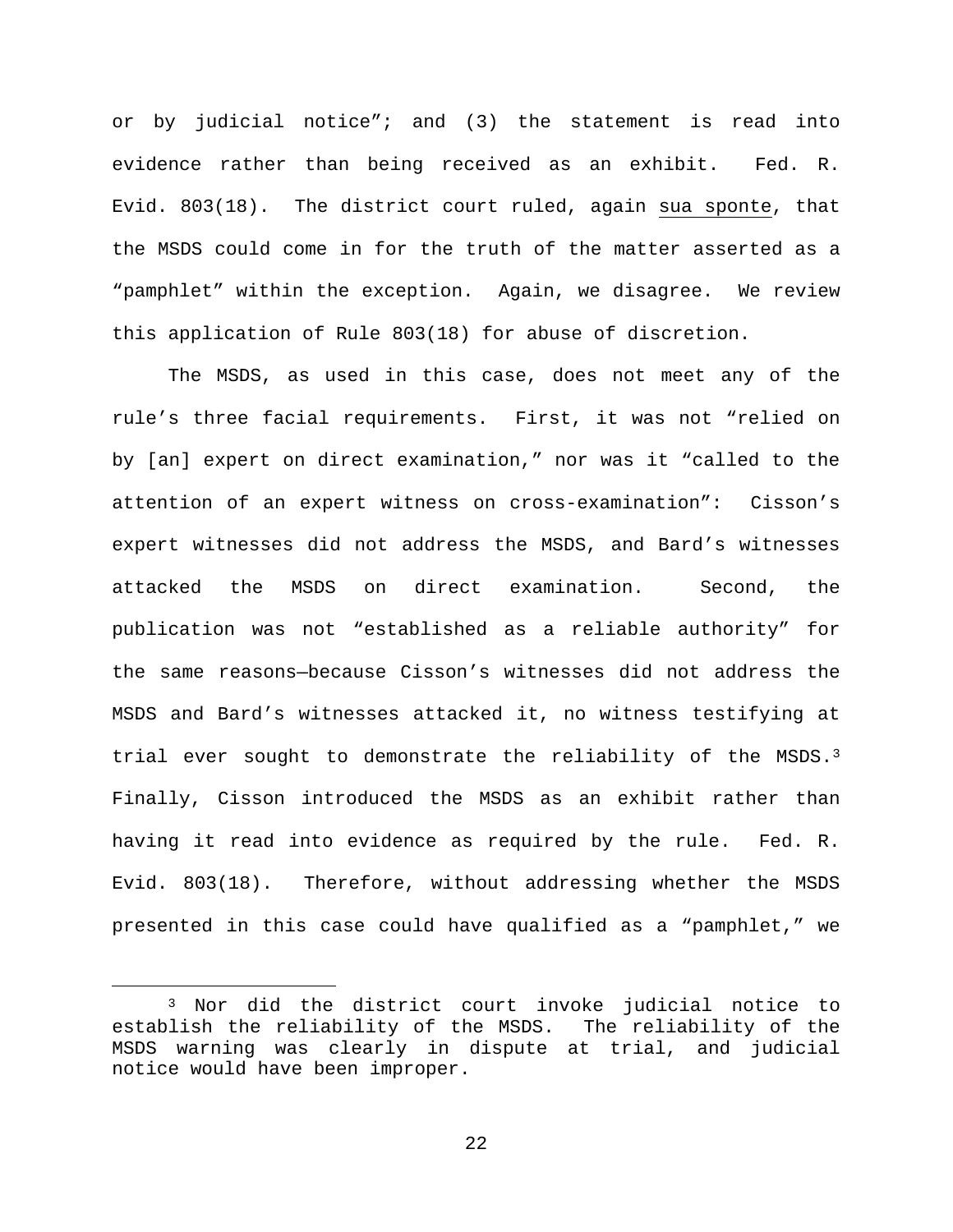or by judicial notice"; and (3) the statement is read into evidence rather than being received as an exhibit. Fed. R. Evid. 803(18). The district court ruled, again sua sponte, that the MSDS could come in for the truth of the matter asserted as a "pamphlet" within the exception. Again, we disagree. We review this application of Rule 803(18) for abuse of discretion.

The MSDS, as used in this case, does not meet any of the rule's three facial requirements. First, it was not "relied on by [an] expert on direct examination," nor was it "called to the attention of an expert witness on cross-examination": Cisson's expert witnesses did not address the MSDS, and Bard's witnesses attacked the MSDS on direct examination. Second, the publication was not "established as a reliable authority" for the same reasons—because Cisson's witnesses did not address the MSDS and Bard's witnesses attacked it, no witness testifying at trial ever sought to demonstrate the reliability of the MSDS.[3] Finally, Cisson introduced the MSDS as an exhibit rather than having it read into evidence as required by the rule. Fed. R. Evid. 803(18). Therefore, without addressing whether the MSDS presented in this case could have qualified as a "pamphlet," we

---

[3] Nor did the district court invoke judicial notice to establish the reliability of the MSDS. The reliability of the MSDS warning was clearly in dispute at trial, and judicial notice would have been improper.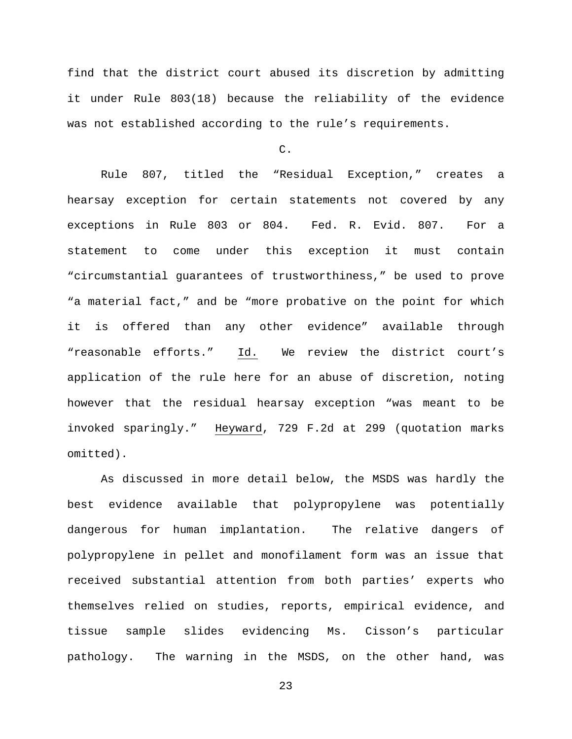find that the district court abused its discretion by admitting it under Rule 803(18) because the reliability of the evidence was not established according to the rule's requirements.

C.

Rule 807, titled the "Residual Exception," creates a hearsay exception for certain statements not covered by any exceptions in Rule 803 or 804. Fed. R. Evid. 807. For a statement to come under this exception it must contain "circumstantial guarantees of trustworthiness," be used to prove "a material fact," and be "more probative on the point for which it is offered than any other evidence" available through "reasonable efforts." Id. We review the district court's application of the rule here for an abuse of discretion, noting however that the residual hearsay exception "was meant to be invoked sparingly." Heyward, 729 F.2d at 299 (quotation marks omitted).

As discussed in more detail below, the MSDS was hardly the best evidence available that polypropylene was potentially dangerous for human implantation. The relative dangers of polypropylene in pellet and monofilament form was an issue that received substantial attention from both parties' experts who themselves relied on studies, reports, empirical evidence, and tissue sample slides evidencing Ms. Cisson's particular pathology. The warning in the MSDS, on the other hand, was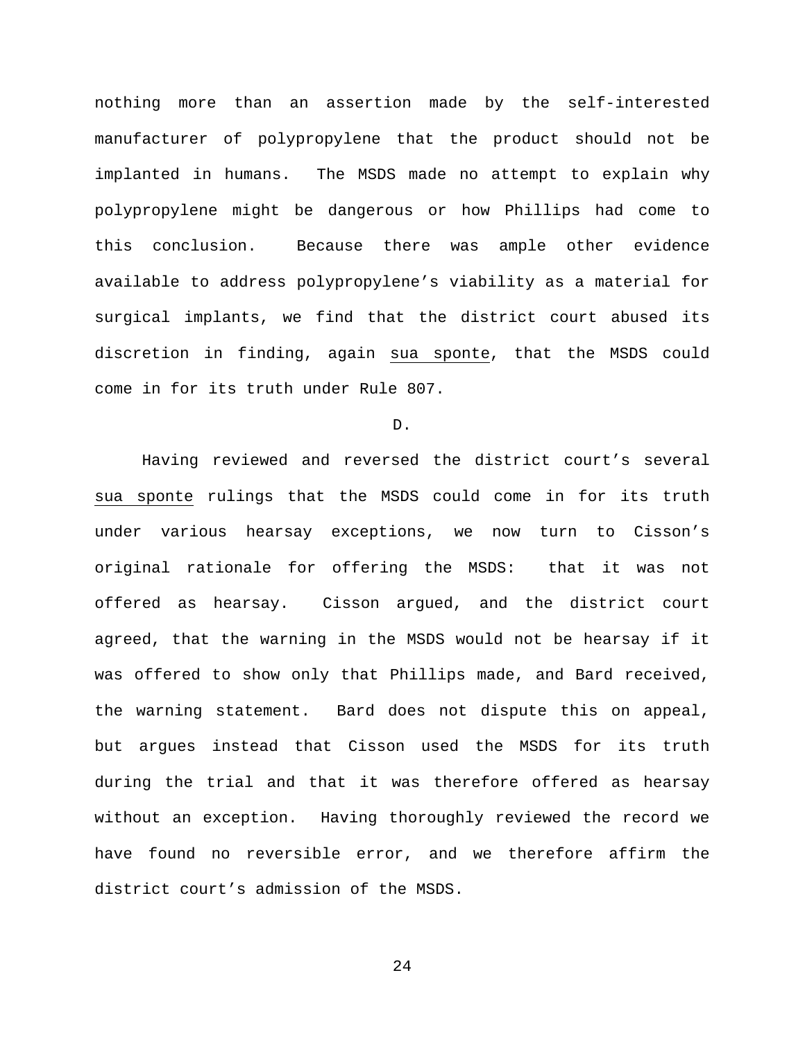nothing more than an assertion made by the self-interested manufacturer of polypropylene that the product should not be implanted in humans. The MSDS made no attempt to explain why polypropylene might be dangerous or how Phillips had come to this conclusion. Because there was ample other evidence available to address polypropylene's viability as a material for surgical implants, we find that the district court abused its discretion in finding, again sua sponte, that the MSDS could come in for its truth under Rule 807.

D.

Having reviewed and reversed the district court's several sua sponte rulings that the MSDS could come in for its truth under various hearsay exceptions, we now turn to Cisson's original rationale for offering the MSDS: that it was not offered as hearsay. Cisson argued, and the district court agreed, that the warning in the MSDS would not be hearsay if it was offered to show only that Phillips made, and Bard received, the warning statement. Bard does not dispute this on appeal, but argues instead that Cisson used the MSDS for its truth during the trial and that it was therefore offered as hearsay without an exception. Having thoroughly reviewed the record we have found no reversible error, and we therefore affirm the district court's admission of the MSDS.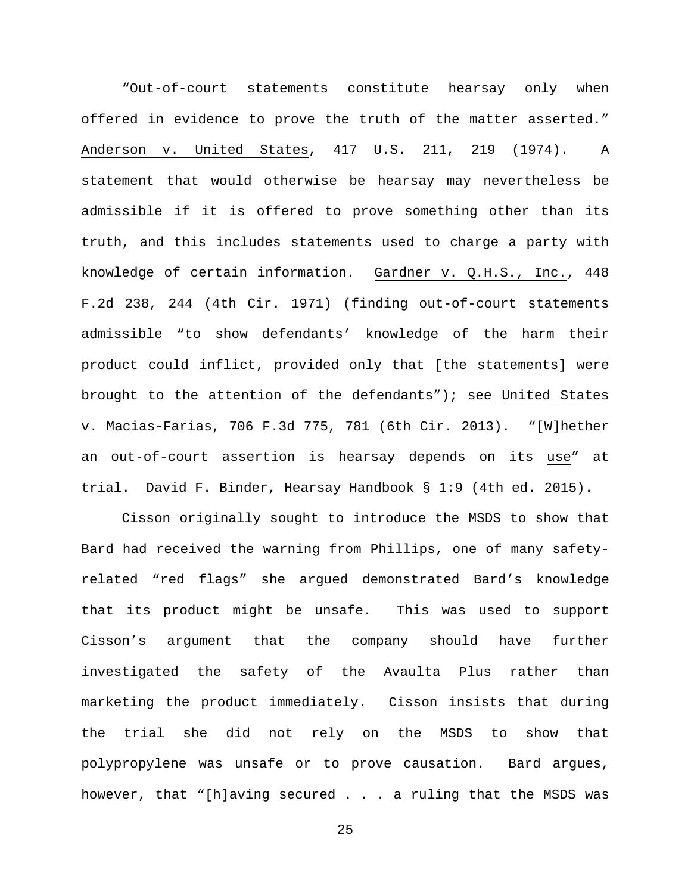"Out-of-court statements constitute hearsay only when offered in evidence to prove the truth of the matter asserted." Anderson v. United States, 417 U.S. 211, 219 (1974). A statement that would otherwise be hearsay may nevertheless be admissible if it is offered to prove something other than its truth, and this includes statements used to charge a party with knowledge of certain information. Gardner v. Q.H.S., Inc., 448 F.2d 238, 244 (4th Cir. 1971) (finding out-of-court statements admissible "to show defendants' knowledge of the harm their product could inflict, provided only that [the statements] were brought to the attention of the defendants"); see United States v. Macias-Farias, 706 F.3d 775, 781 (6th Cir. 2013). "[W]hether an out-of-court assertion is hearsay depends on its use" at trial. David F. Binder, Hearsay Handbook § 1:9 (4th ed. 2015).

Cisson originally sought to introduce the MSDS to show that Bard had received the warning from Phillips, one of many safety-related "red flags" she argued demonstrated Bard's knowledge that its product might be unsafe. This was used to support Cisson's argument that the company should have further investigated the safety of the Avaulta Plus rather than marketing the product immediately. Cisson insists that during the trial she did not rely on the MSDS to show that polypropylene was unsafe or to prove causation. Bard argues, however, that "[h]aving secured . . . a ruling that the MSDS was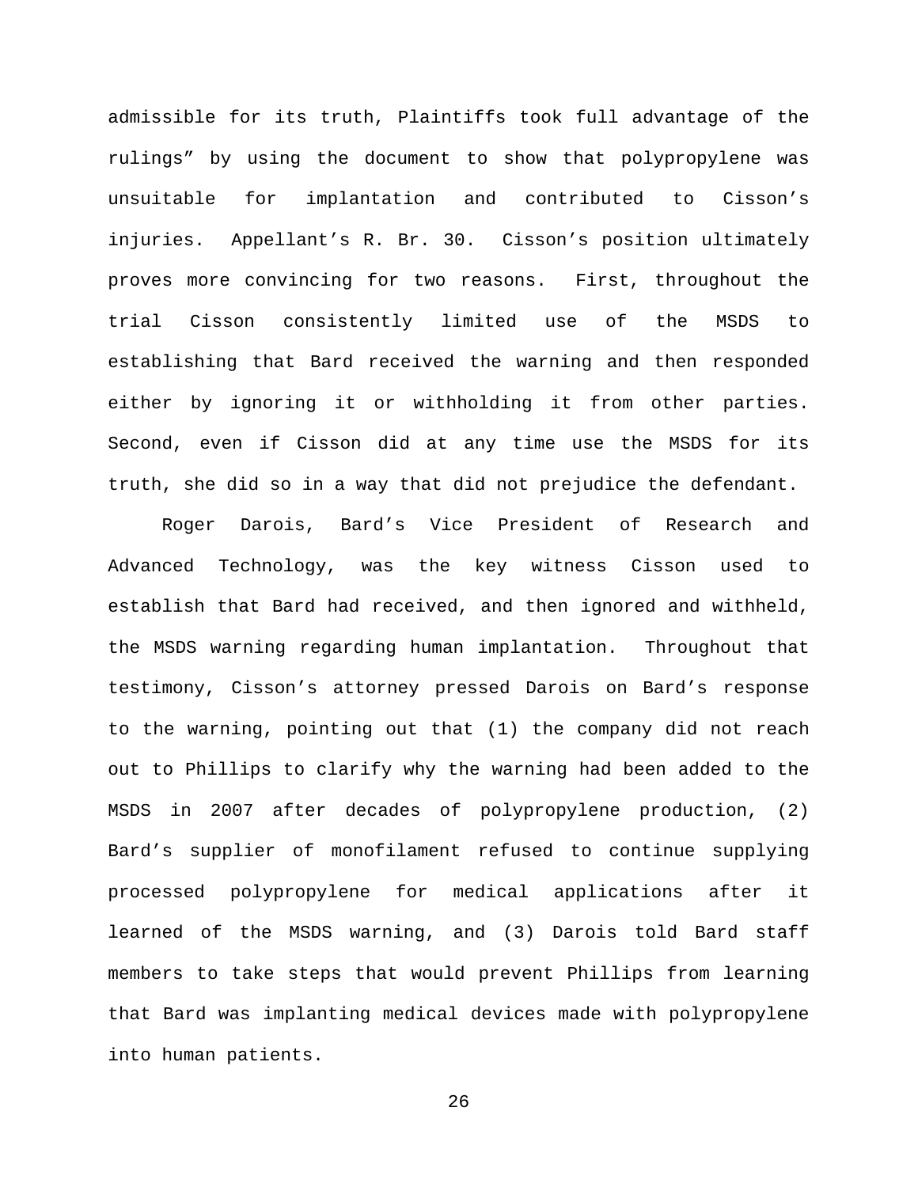admissible for its truth, Plaintiffs took full advantage of the rulings" by using the document to show that polypropylene was unsuitable for implantation and contributed to Cisson's injuries. Appellant's R. Br. 30. Cisson's position ultimately proves more convincing for two reasons. First, throughout the trial Cisson consistently limited use of the MSDS to establishing that Bard received the warning and then responded either by ignoring it or withholding it from other parties. Second, even if Cisson did at any time use the MSDS for its truth, she did so in a way that did not prejudice the defendant.

Roger Darois, Bard's Vice President of Research and Advanced Technology, was the key witness Cisson used to establish that Bard had received, and then ignored and withheld, the MSDS warning regarding human implantation. Throughout that testimony, Cisson's attorney pressed Darois on Bard's response to the warning, pointing out that (1) the company did not reach out to Phillips to clarify why the warning had been added to the MSDS in 2007 after decades of polypropylene production, (2) Bard's supplier of monofilament refused to continue supplying processed polypropylene for medical applications after it learned of the MSDS warning, and (3) Darois told Bard staff members to take steps that would prevent Phillips from learning that Bard was implanting medical devices made with polypropylene into human patients.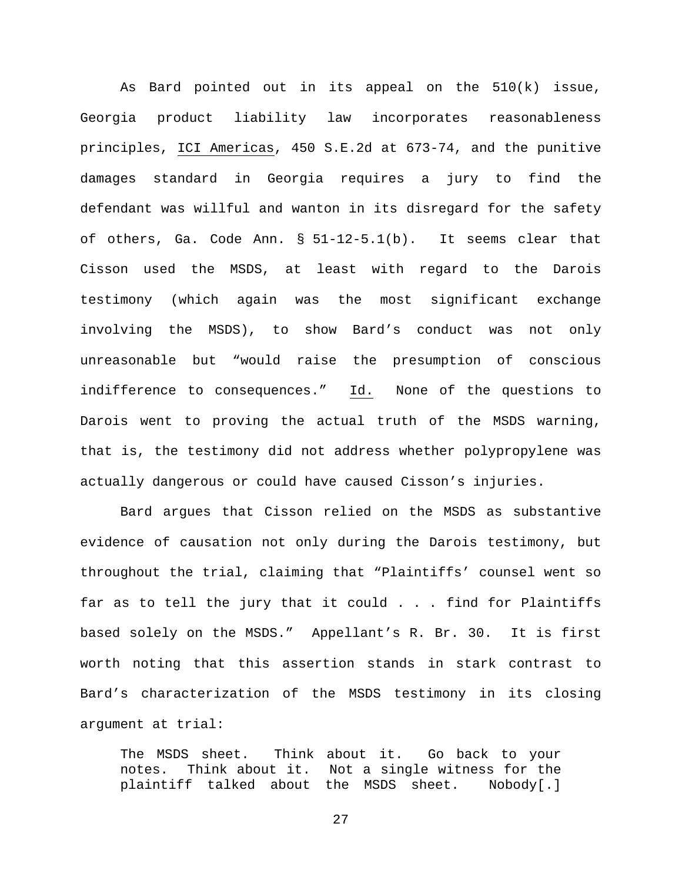As Bard pointed out in its appeal on the 510(k) issue, Georgia product liability law incorporates reasonableness principles, ICI Americas, 450 S.E.2d at 673-74, and the punitive damages standard in Georgia requires a jury to find the defendant was willful and wanton in its disregard for the safety of others, Ga. Code Ann. § 51-12-5.1(b). It seems clear that Cisson used the MSDS, at least with regard to the Darois testimony (which again was the most significant exchange involving the MSDS), to show Bard's conduct was not only unreasonable but "would raise the presumption of conscious indifference to consequences." Id. None of the questions to Darois went to proving the actual truth of the MSDS warning, that is, the testimony did not address whether polypropylene was actually dangerous or could have caused Cisson's injuries.

Bard argues that Cisson relied on the MSDS as substantive evidence of causation not only during the Darois testimony, but throughout the trial, claiming that "Plaintiffs' counsel went so far as to tell the jury that it could . . . find for Plaintiffs based solely on the MSDS." Appellant's R. Br. 30. It is first worth noting that this assertion stands in stark contrast to Bard's characterization of the MSDS testimony in its closing argument at trial:

> The MSDS sheet. Think about it. Go back to your notes. Think about it. Not a single witness for the plaintiff talked about the MSDS sheet. Nobody[.]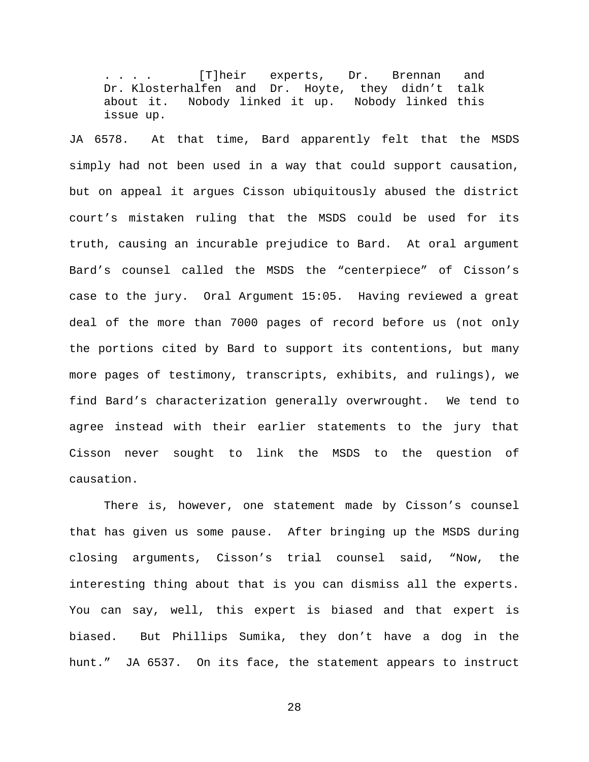> . . . . [T]heir experts, Dr. Brennan and Dr. Klosterhalfen and Dr. Hoyte, they didn't talk about it. Nobody linked it up. Nobody linked this issue up.

JA 6578. At that time, Bard apparently felt that the MSDS simply had not been used in a way that could support causation, but on appeal it argues Cisson ubiquitously abused the district court's mistaken ruling that the MSDS could be used for its truth, causing an incurable prejudice to Bard. At oral argument Bard's counsel called the MSDS the "centerpiece" of Cisson's case to the jury. Oral Argument 15:05. Having reviewed a great deal of the more than 7000 pages of record before us (not only the portions cited by Bard to support its contentions, but many more pages of testimony, transcripts, exhibits, and rulings), we find Bard's characterization generally overwrought. We tend to agree instead with their earlier statements to the jury that Cisson never sought to link the MSDS to the question of causation.

There is, however, one statement made by Cisson's counsel that has given us some pause. After bringing up the MSDS during closing arguments, Cisson's trial counsel said, "Now, the interesting thing about that is you can dismiss all the experts. You can say, well, this expert is biased and that expert is biased. But Phillips Sumika, they don't have a dog in the hunt." JA 6537. On its face, the statement appears to instruct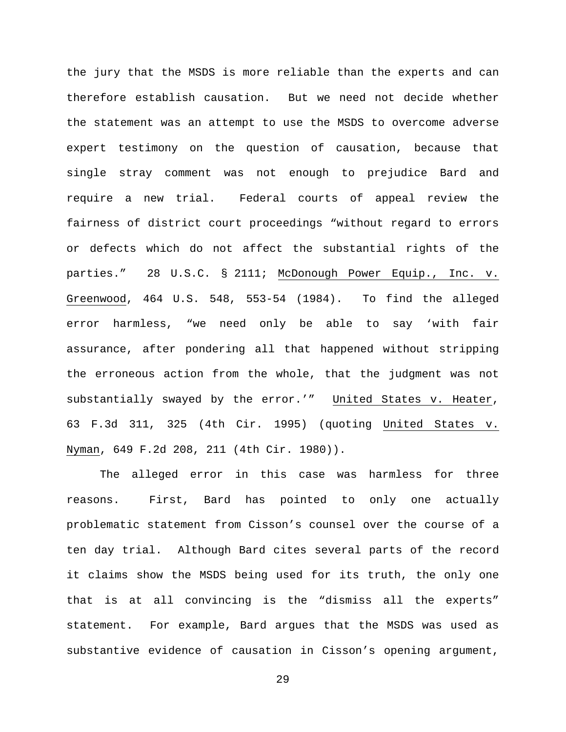the jury that the MSDS is more reliable than the experts and can therefore establish causation. But we need not decide whether the statement was an attempt to use the MSDS to overcome adverse expert testimony on the question of causation, because that single stray comment was not enough to prejudice Bard and require a new trial. Federal courts of appeal review the fairness of district court proceedings "without regard to errors or defects which do not affect the substantial rights of the parties." 28 U.S.C. § 2111; McDonough Power Equip., Inc. v. Greenwood, 464 U.S. 548, 553-54 (1984). To find the alleged error harmless, "we need only be able to say 'with fair assurance, after pondering all that happened without stripping the erroneous action from the whole, that the judgment was not substantially swayed by the error.'" United States v. Heater, 63 F.3d 311, 325 (4th Cir. 1995) (quoting United States v. Nyman, 649 F.2d 208, 211 (4th Cir. 1980)).

The alleged error in this case was harmless for three reasons. First, Bard has pointed to only one actually problematic statement from Cisson's counsel over the course of a ten day trial. Although Bard cites several parts of the record it claims show the MSDS being used for its truth, the only one that is at all convincing is the "dismiss all the experts" statement. For example, Bard argues that the MSDS was used as substantive evidence of causation in Cisson's opening argument,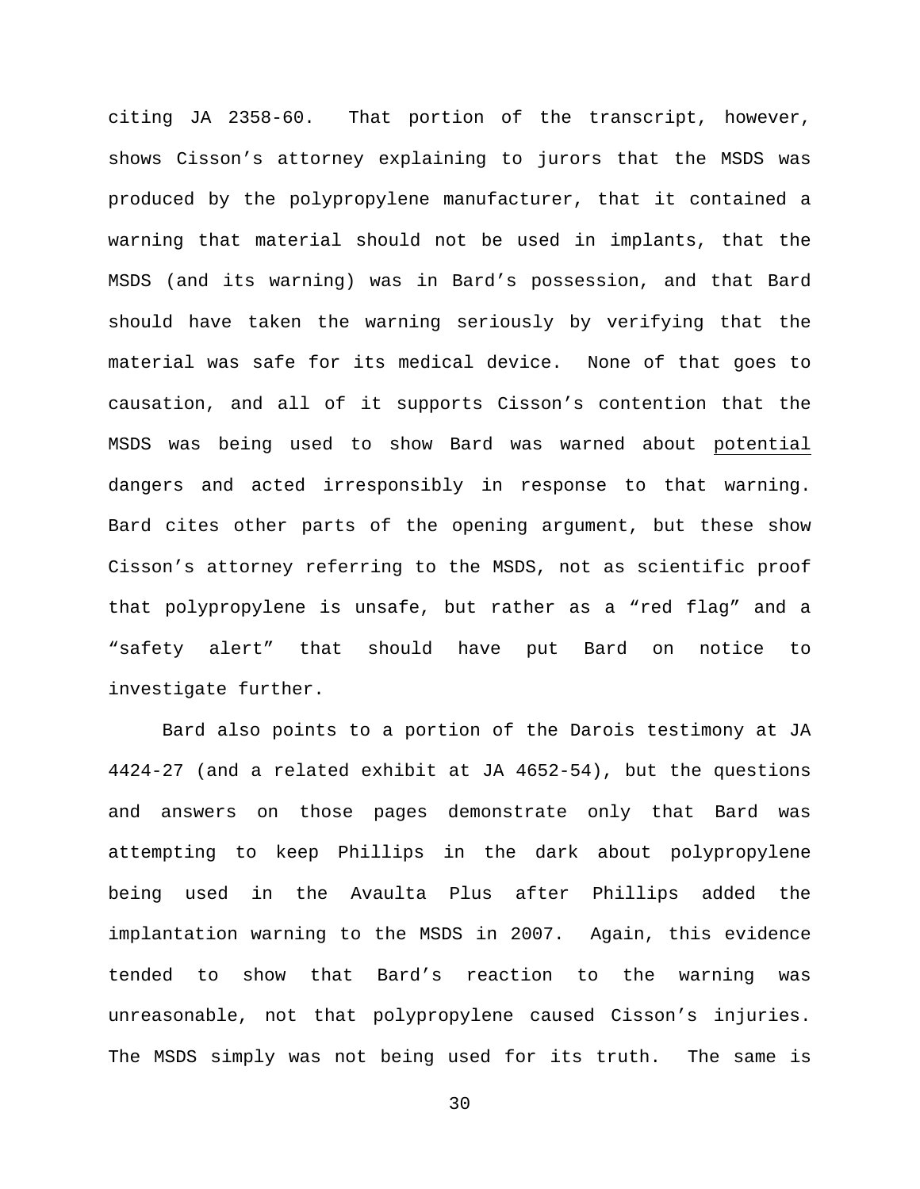citing JA 2358-60. That portion of the transcript, however, shows Cisson's attorney explaining to jurors that the MSDS was produced by the polypropylene manufacturer, that it contained a warning that material should not be used in implants, that the MSDS (and its warning) was in Bard's possession, and that Bard should have taken the warning seriously by verifying that the material was safe for its medical device. None of that goes to causation, and all of it supports Cisson's contention that the MSDS was being used to show Bard was warned about potential dangers and acted irresponsibly in response to that warning. Bard cites other parts of the opening argument, but these show Cisson's attorney referring to the MSDS, not as scientific proof that polypropylene is unsafe, but rather as a "red flag" and a "safety alert" that should have put Bard on notice to investigate further.

Bard also points to a portion of the Darois testimony at JA 4424-27 (and a related exhibit at JA 4652-54), but the questions and answers on those pages demonstrate only that Bard was attempting to keep Phillips in the dark about polypropylene being used in the Avaulta Plus after Phillips added the implantation warning to the MSDS in 2007. Again, this evidence tended to show that Bard's reaction to the warning was unreasonable, not that polypropylene caused Cisson's injuries. The MSDS simply was not being used for its truth. The same is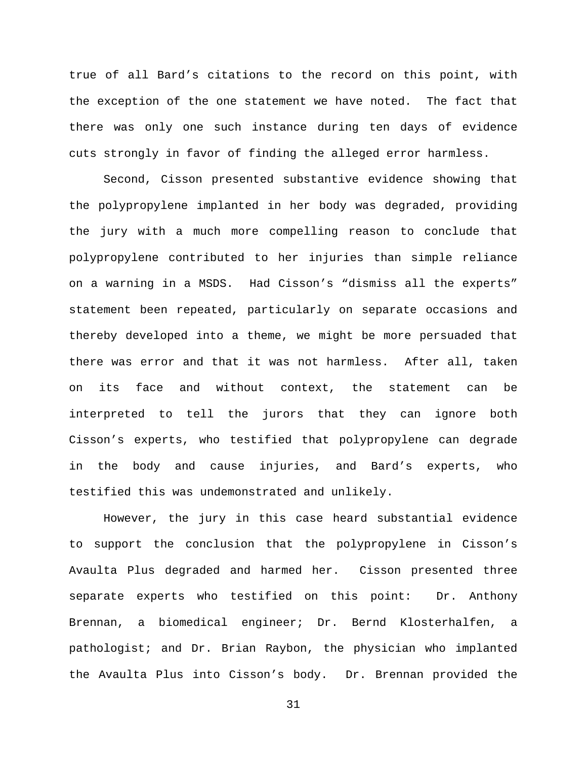true of all Bard's citations to the record on this point, with the exception of the one statement we have noted. The fact that there was only one such instance during ten days of evidence cuts strongly in favor of finding the alleged error harmless.

Second, Cisson presented substantive evidence showing that the polypropylene implanted in her body was degraded, providing the jury with a much more compelling reason to conclude that polypropylene contributed to her injuries than simple reliance on a warning in a MSDS. Had Cisson's "dismiss all the experts" statement been repeated, particularly on separate occasions and thereby developed into a theme, we might be more persuaded that there was error and that it was not harmless. After all, taken on its face and without context, the statement can be interpreted to tell the jurors that they can ignore both Cisson's experts, who testified that polypropylene can degrade in the body and cause injuries, and Bard's experts, who testified this was undemonstrated and unlikely.

However, the jury in this case heard substantial evidence to support the conclusion that the polypropylene in Cisson's Avaulta Plus degraded and harmed her. Cisson presented three separate experts who testified on this point: Dr. Anthony Brennan, a biomedical engineer; Dr. Bernd Klosterhalfen, a pathologist; and Dr. Brian Raybon, the physician who implanted the Avaulta Plus into Cisson's body. Dr. Brennan provided the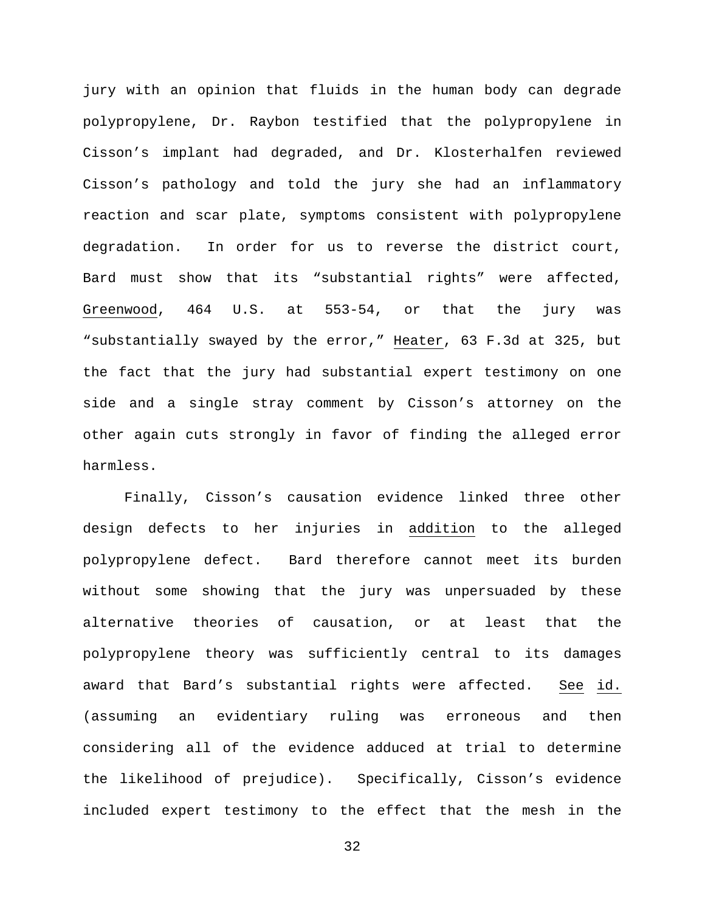jury with an opinion that fluids in the human body can degrade polypropylene, Dr. Raybon testified that the polypropylene in Cisson's implant had degraded, and Dr. Klosterhalfen reviewed Cisson's pathology and told the jury she had an inflammatory reaction and scar plate, symptoms consistent with polypropylene degradation. In order for us to reverse the district court, Bard must show that its "substantial rights" were affected, Greenwood, 464 U.S. at 553-54, or that the jury was "substantially swayed by the error," Heater, 63 F.3d at 325, but the fact that the jury had substantial expert testimony on one side and a single stray comment by Cisson's attorney on the other again cuts strongly in favor of finding the alleged error harmless.

Finally, Cisson's causation evidence linked three other design defects to her injuries in addition to the alleged polypropylene defect. Bard therefore cannot meet its burden without some showing that the jury was unpersuaded by these alternative theories of causation, or at least that the polypropylene theory was sufficiently central to its damages award that Bard's substantial rights were affected. See id. (assuming an evidentiary ruling was erroneous and then considering all of the evidence adduced at trial to determine the likelihood of prejudice). Specifically, Cisson's evidence included expert testimony to the effect that the mesh in the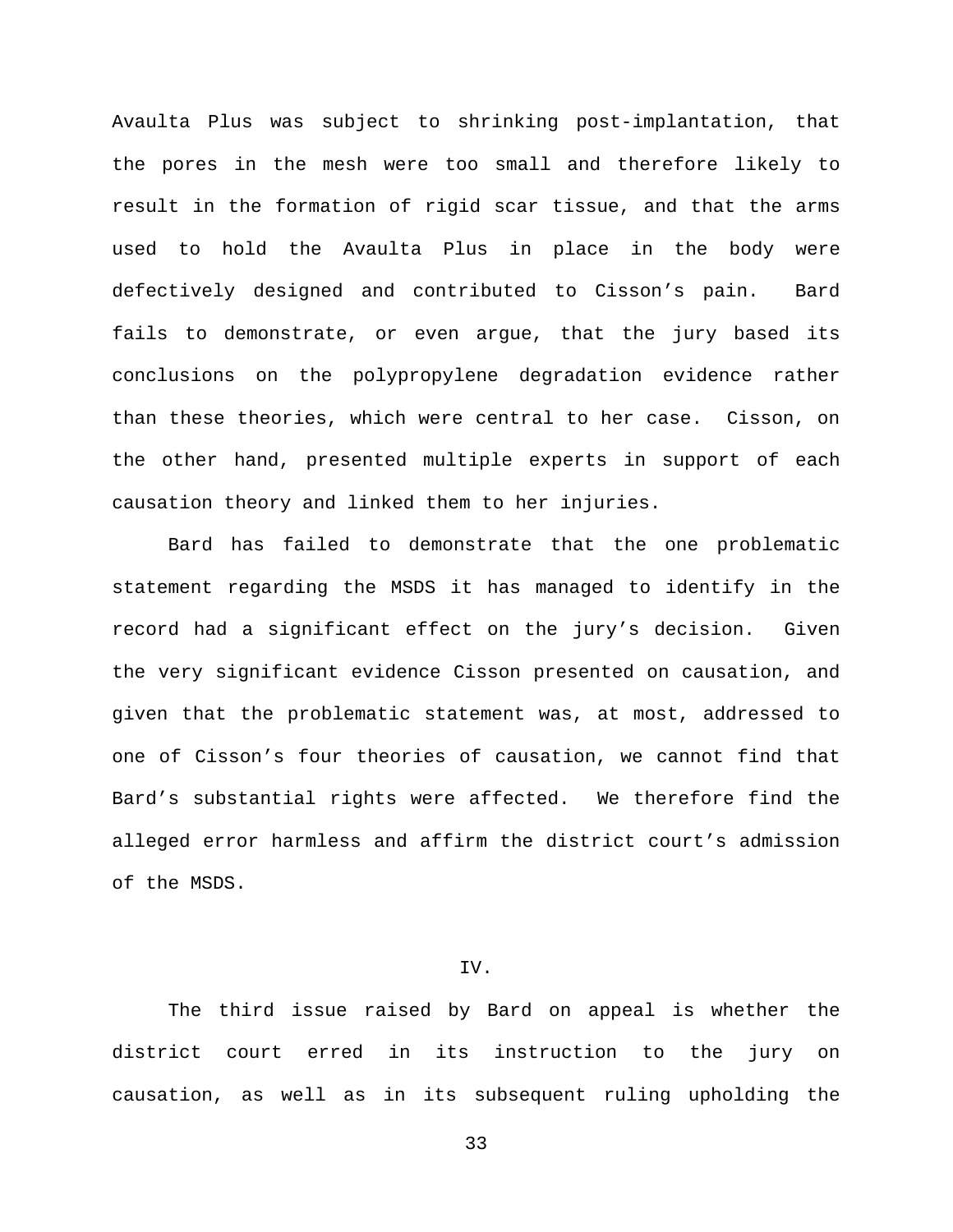Avaulta Plus was subject to shrinking post-implantation, that the pores in the mesh were too small and therefore likely to result in the formation of rigid scar tissue, and that the arms used to hold the Avaulta Plus in place in the body were defectively designed and contributed to Cisson's pain. Bard fails to demonstrate, or even argue, that the jury based its conclusions on the polypropylene degradation evidence rather than these theories, which were central to her case. Cisson, on the other hand, presented multiple experts in support of each causation theory and linked them to her injuries.

Bard has failed to demonstrate that the one problematic statement regarding the MSDS it has managed to identify in the record had a significant effect on the jury's decision. Given the very significant evidence Cisson presented on causation, and given that the problematic statement was, at most, addressed to one of Cisson's four theories of causation, we cannot find that Bard's substantial rights were affected. We therefore find the alleged error harmless and affirm the district court's admission of the MSDS.

## IV.

The third issue raised by Bard on appeal is whether the district court erred in its instruction to the jury on causation, as well as in its subsequent ruling upholding the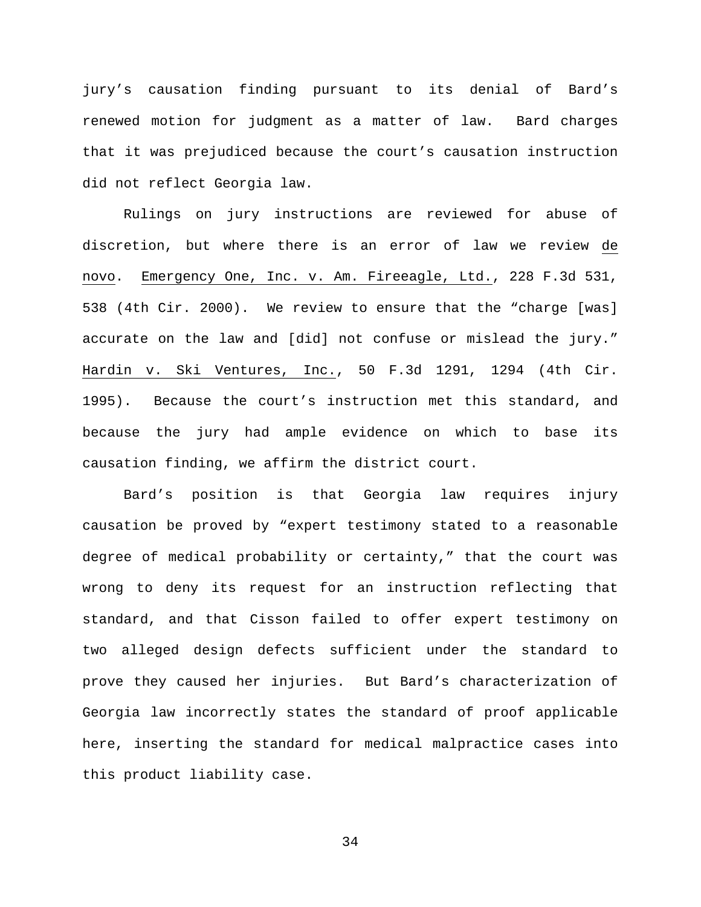jury's causation finding pursuant to its denial of Bard's renewed motion for judgment as a matter of law. Bard charges that it was prejudiced because the court's causation instruction did not reflect Georgia law.

Rulings on jury instructions are reviewed for abuse of discretion, but where there is an error of law we review _de novo_. _Emergency One, Inc. v. Am. Fireeagle, Ltd._, 228 F.3d 531, 538 (4th Cir. 2000). We review to ensure that the "charge [was] accurate on the law and [did] not confuse or mislead the jury." _Hardin v. Ski Ventures, Inc._, 50 F.3d 1291, 1294 (4th Cir. 1995). Because the court's instruction met this standard, and because the jury had ample evidence on which to base its causation finding, we affirm the district court.

Bard's position is that Georgia law requires injury causation be proved by "expert testimony stated to a reasonable degree of medical probability or certainty," that the court was wrong to deny its request for an instruction reflecting that standard, and that Cisson failed to offer expert testimony on two alleged design defects sufficient under the standard to prove they caused her injuries. But Bard's characterization of Georgia law incorrectly states the standard of proof applicable here, inserting the standard for medical malpractice cases into this product liability case.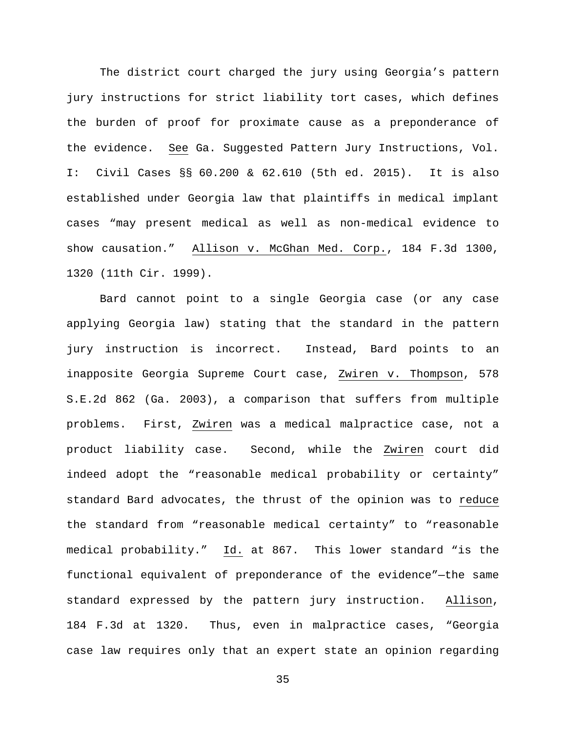The district court charged the jury using Georgia's pattern jury instructions for strict liability tort cases, which defines the burden of proof for proximate cause as a preponderance of the evidence. See Ga. Suggested Pattern Jury Instructions, Vol. I: Civil Cases §§ 60.200 & 62.610 (5th ed. 2015). It is also established under Georgia law that plaintiffs in medical implant cases "may present medical as well as non-medical evidence to show causation." Allison v. McGhan Med. Corp., 184 F.3d 1300, 1320 (11th Cir. 1999).

Bard cannot point to a single Georgia case (or any case applying Georgia law) stating that the standard in the pattern jury instruction is incorrect. Instead, Bard points to an inapposite Georgia Supreme Court case, Zwiren v. Thompson, 578 S.E.2d 862 (Ga. 2003), a comparison that suffers from multiple problems. First, Zwiren was a medical malpractice case, not a product liability case. Second, while the Zwiren court did indeed adopt the "reasonable medical probability or certainty" standard Bard advocates, the thrust of the opinion was to reduce the standard from "reasonable medical certainty" to "reasonable medical probability." Id. at 867. This lower standard "is the functional equivalent of preponderance of the evidence"—the same standard expressed by the pattern jury instruction. Allison, 184 F.3d at 1320. Thus, even in malpractice cases, "Georgia case law requires only that an expert state an opinion regarding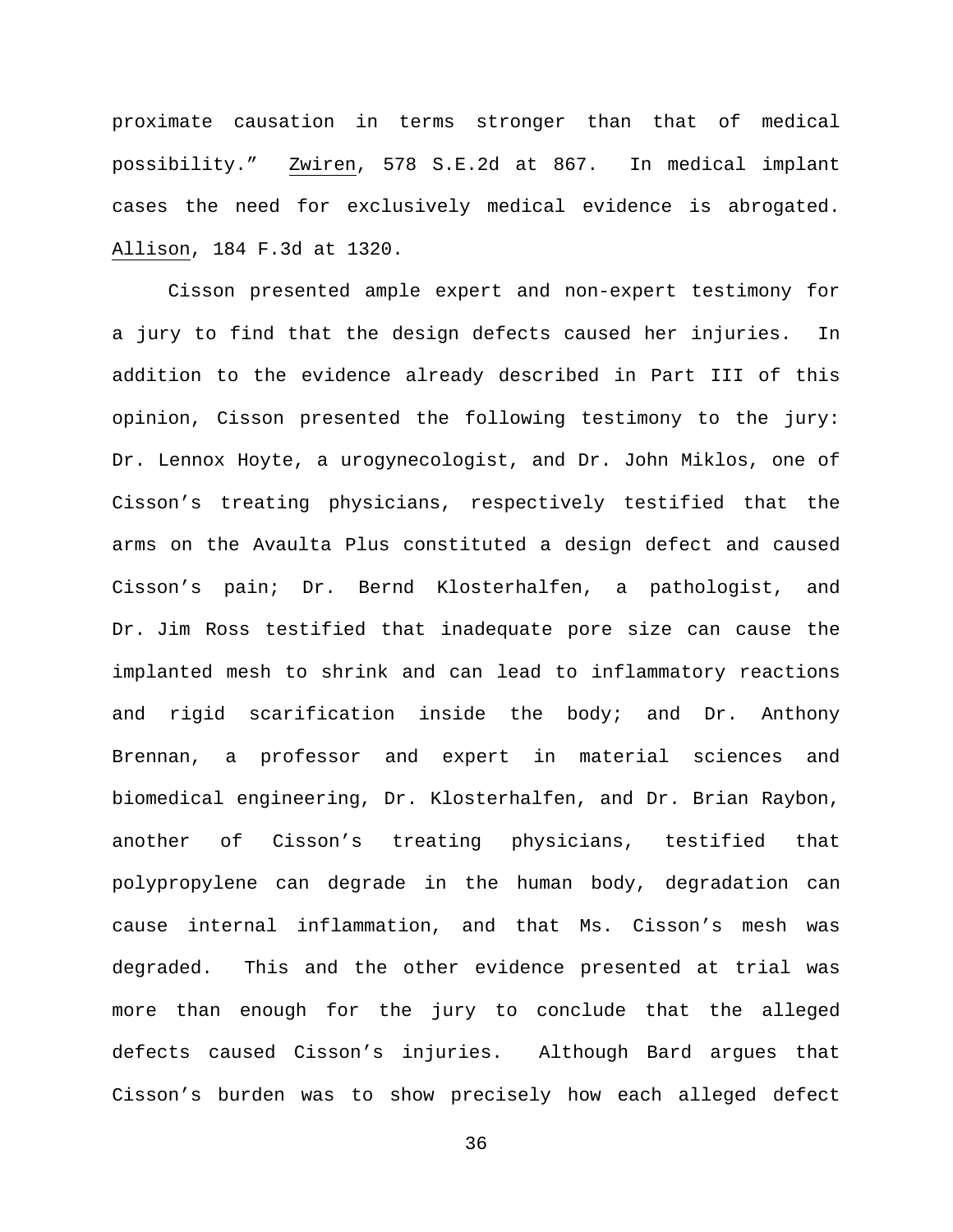proximate causation in terms stronger than that of medical possibility." Zwiren, 578 S.E.2d at 867. In medical implant cases the need for exclusively medical evidence is abrogated. Allison, 184 F.3d at 1320.

Cisson presented ample expert and non-expert testimony for a jury to find that the design defects caused her injuries. In addition to the evidence already described in Part III of this opinion, Cisson presented the following testimony to the jury: Dr. Lennox Hoyte, a urogynecologist, and Dr. John Miklos, one of Cisson's treating physicians, respectively testified that the arms on the Avaulta Plus constituted a design defect and caused Cisson's pain; Dr. Bernd Klosterhalfen, a pathologist, and Dr. Jim Ross testified that inadequate pore size can cause the implanted mesh to shrink and can lead to inflammatory reactions and rigid scarification inside the body; and Dr. Anthony Brennan, a professor and expert in material sciences and biomedical engineering, Dr. Klosterhalfen, and Dr. Brian Raybon, another of Cisson's treating physicians, testified that polypropylene can degrade in the human body, degradation can cause internal inflammation, and that Ms. Cisson's mesh was degraded. This and the other evidence presented at trial was more than enough for the jury to conclude that the alleged defects caused Cisson's injuries. Although Bard argues that Cisson's burden was to show precisely how each alleged defect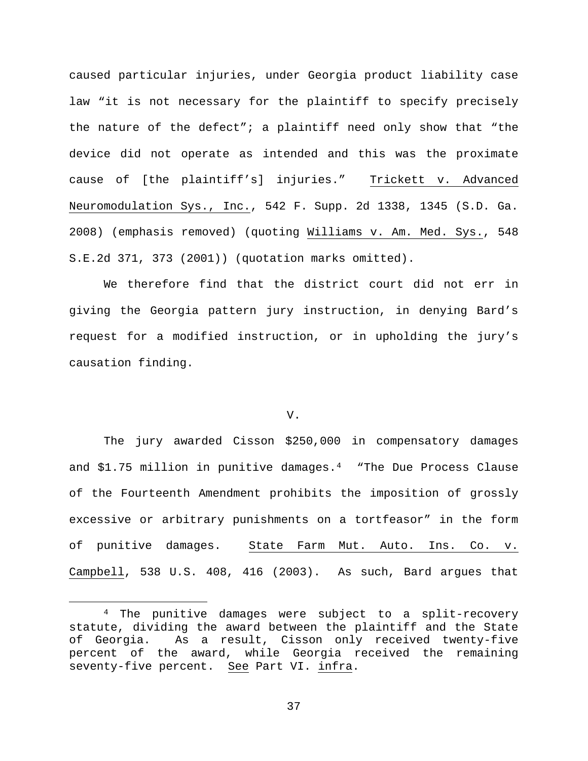caused particular injuries, under Georgia product liability case law "it is not necessary for the plaintiff to specify precisely the nature of the defect"; a plaintiff need only show that "the device did not operate as intended and this was the proximate cause of [the plaintiff's] injuries." Trickett v. Advanced Neuromodulation Sys., Inc., 542 F. Supp. 2d 1338, 1345 (S.D. Ga. 2008) (emphasis removed) (quoting Williams v. Am. Med. Sys., 548 S.E.2d 371, 373 (2001)) (quotation marks omitted).

We therefore find that the district court did not err in giving the Georgia pattern jury instruction, in denying Bard's request for a modified instruction, or in upholding the jury's causation finding.

## V.

The jury awarded Cisson $250,000 in compensatory damages and $1.75 million in punitive damages.[4] "The Due Process Clause of the Fourteenth Amendment prohibits the imposition of grossly excessive or arbitrary punishments on a tortfeasor" in the form of punitive damages. State Farm Mut. Auto. Ins. Co. v. Campbell, 538 U.S. 408, 416 (2003). As such, Bard argues that

[4] The punitive damages were subject to a split-recovery statute, dividing the award between the plaintiff and the State of Georgia. As a result, Cisson only received twenty-five percent of the award, while Georgia received the remaining seventy-five percent. See Part VI. infra.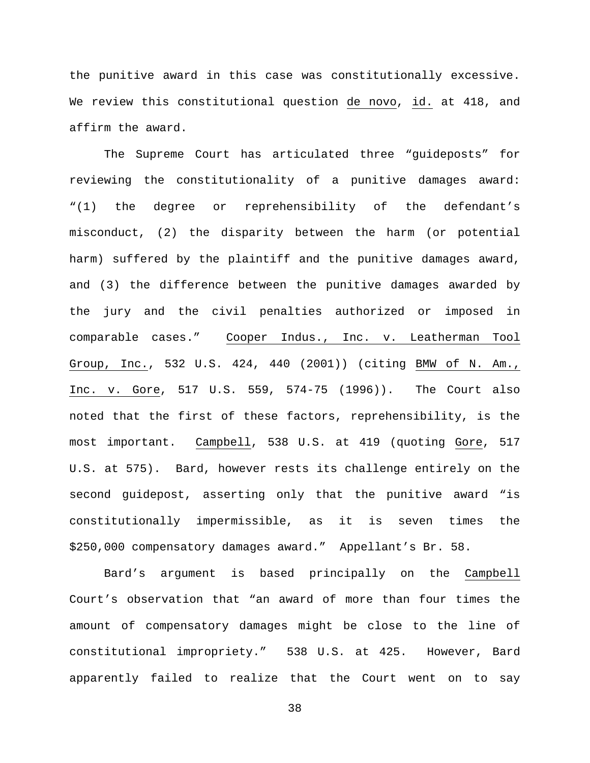the punitive award in this case was constitutionally excessive. We review this constitutional question _de novo_, _id._ at 418, and affirm the award.

The Supreme Court has articulated three "guideposts" for reviewing the constitutionality of a punitive damages award: "(1) the degree or reprehensibility of the defendant's misconduct, (2) the disparity between the harm (or potential harm) suffered by the plaintiff and the punitive damages award, and (3) the difference between the punitive damages awarded by the jury and the civil penalties authorized or imposed in comparable cases." _Cooper Indus., Inc. v. Leatherman Tool Group, Inc._, 532 U.S. 424, 440 (2001)) (citing _BMW of N. Am., Inc. v. Gore_, 517 U.S. 559, 574-75 (1996)). The Court also noted that the first of these factors, reprehensibility, is the most important. _Campbell_, 538 U.S. at 419 (quoting _Gore_, 517 U.S. at 575). Bard, however rests its challenge entirely on the second guidepost, asserting only that the punitive award "is constitutionally impermissible, as it is seven times the $250,000 compensatory damages award." Appellant's Br. 58.

Bard's argument is based principally on the _Campbell_ Court's observation that "an award of more than four times the amount of compensatory damages might be close to the line of constitutional impropriety." 538 U.S. at 425. However, Bard apparently failed to realize that the Court went on to say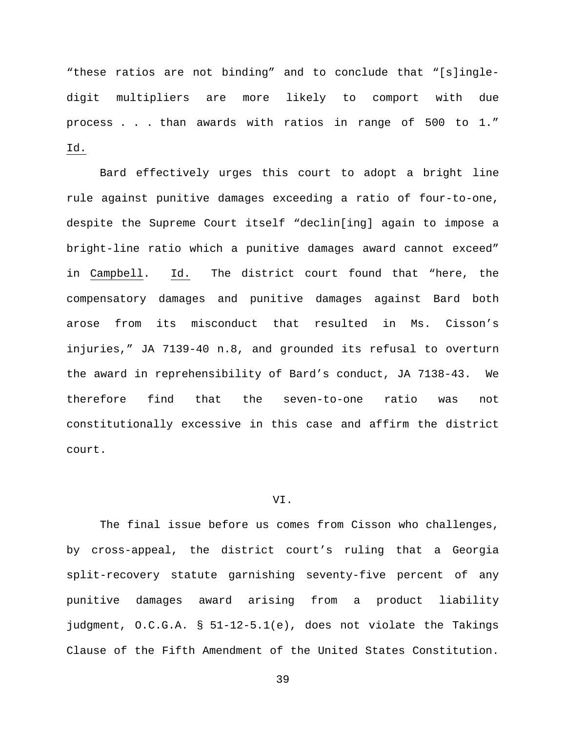"these ratios are not binding" and to conclude that "[s]ingle-digit multipliers are more likely to comport with due process . . . than awards with ratios in range of 500 to 1." Id.

Bard effectively urges this court to adopt a bright line rule against punitive damages exceeding a ratio of four-to-one, despite the Supreme Court itself "declin[ing] again to impose a bright-line ratio which a punitive damages award cannot exceed" in Campbell. Id. The district court found that "here, the compensatory damages and punitive damages against Bard both arose from its misconduct that resulted in Ms. Cisson's injuries," JA 7139-40 n.8, and grounded its refusal to overturn the award in reprehensibility of Bard's conduct, JA 7138-43. We therefore find that the seven-to-one ratio was not constitutionally excessive in this case and affirm the district court.

VI.

The final issue before us comes from Cisson who challenges, by cross-appeal, the district court's ruling that a Georgia split-recovery statute garnishing seventy-five percent of any punitive damages award arising from a product liability judgment, O.C.G.A. § 51-12-5.1(e), does not violate the Takings Clause of the Fifth Amendment of the United States Constitution.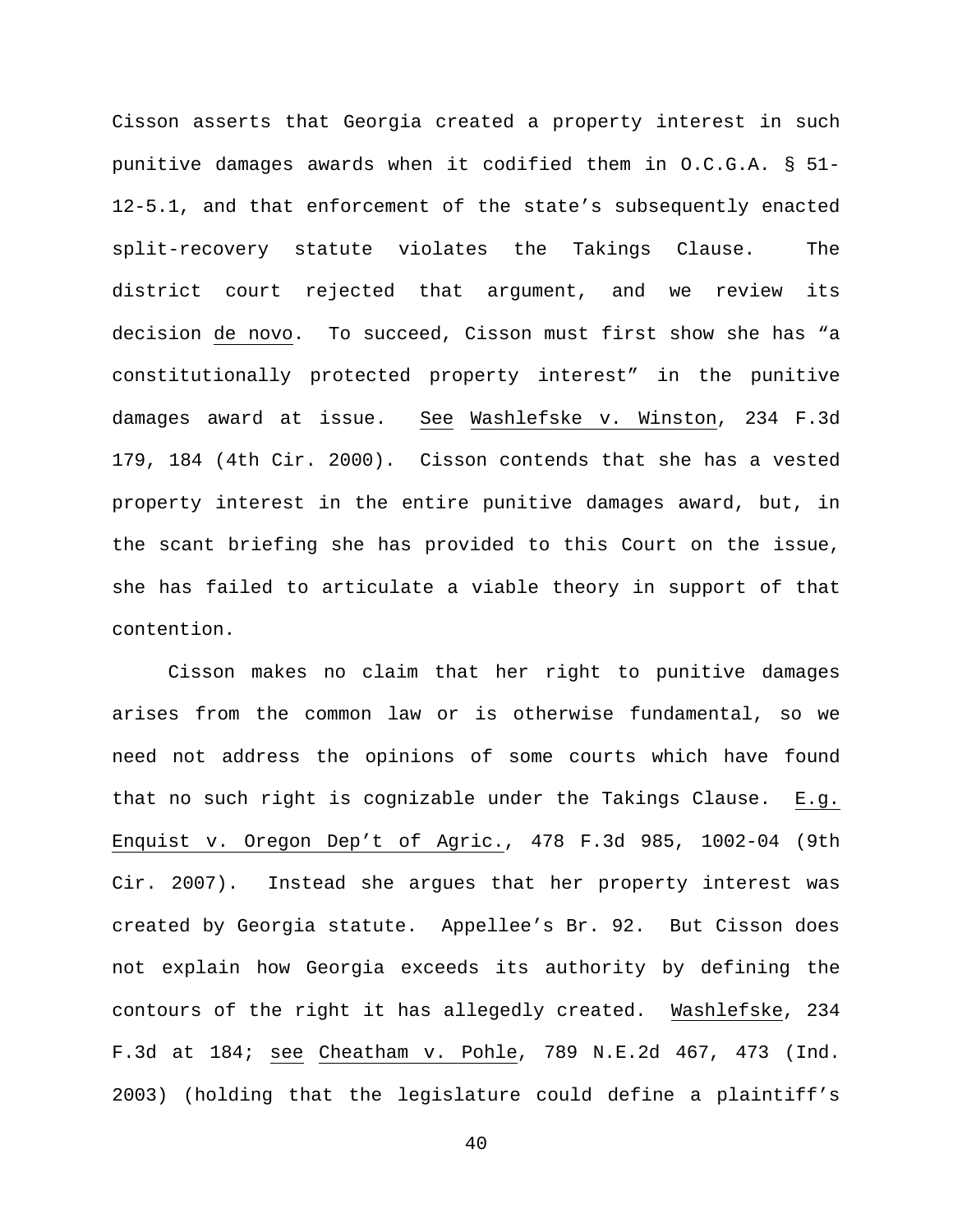Cisson asserts that Georgia created a property interest in such punitive damages awards when it codified them in O.C.G.A. § 51-12-5.1, and that enforcement of the state's subsequently enacted split-recovery statute violates the Takings Clause. The district court rejected that argument, and we review its decision de novo. To succeed, Cisson must first show she has "a constitutionally protected property interest" in the punitive damages award at issue. See Washlefske v. Winston, 234 F.3d 179, 184 (4th Cir. 2000). Cisson contends that she has a vested property interest in the entire punitive damages award, but, in the scant briefing she has provided to this Court on the issue, she has failed to articulate a viable theory in support of that contention.

Cisson makes no claim that her right to punitive damages arises from the common law or is otherwise fundamental, so we need not address the opinions of some courts which have found that no such right is cognizable under the Takings Clause. E.g. Enquist v. Oregon Dep't of Agric., 478 F.3d 985, 1002-04 (9th Cir. 2007). Instead she argues that her property interest was created by Georgia statute. Appellee's Br. 92. But Cisson does not explain how Georgia exceeds its authority by defining the contours of the right it has allegedly created. Washlefske, 234 F.3d at 184; see Cheatham v. Pohle, 789 N.E.2d 467, 473 (Ind. 2003) (holding that the legislature could define a plaintiff's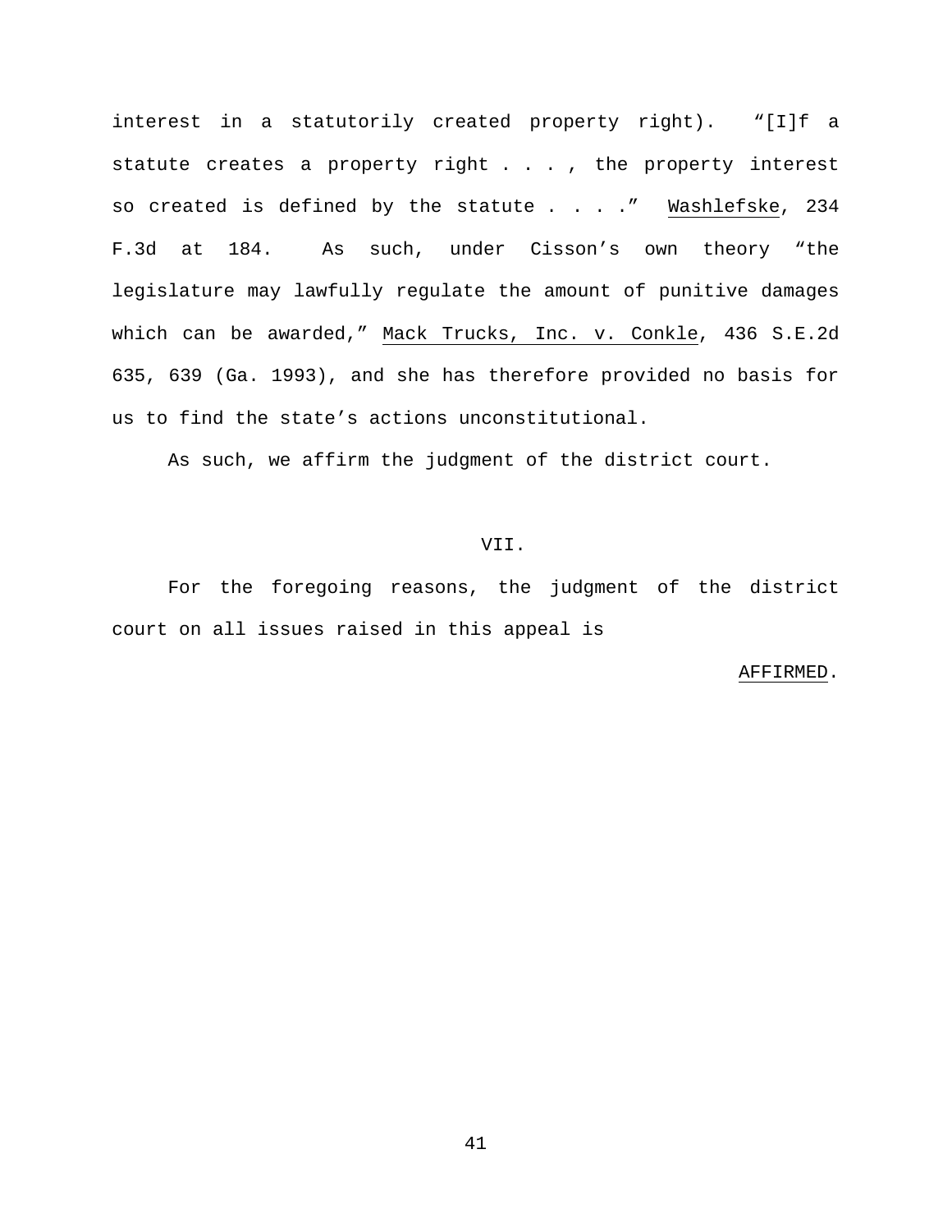interest in a statutorily created property right). "[I]f a statute creates a property right . . . , the property interest so created is defined by the statute . . . ." Washlefske, 234 F.3d at 184. As such, under Cisson's own theory "the legislature may lawfully regulate the amount of punitive damages which can be awarded," Mack Trucks, Inc. v. Conkle, 436 S.E.2d 635, 639 (Ga. 1993), and she has therefore provided no basis for us to find the state's actions unconstitutional.

As such, we affirm the judgment of the district court.

## VII.

For the foregoing reasons, the judgment of the district court on all issues raised in this appeal is

AFFIRMED.